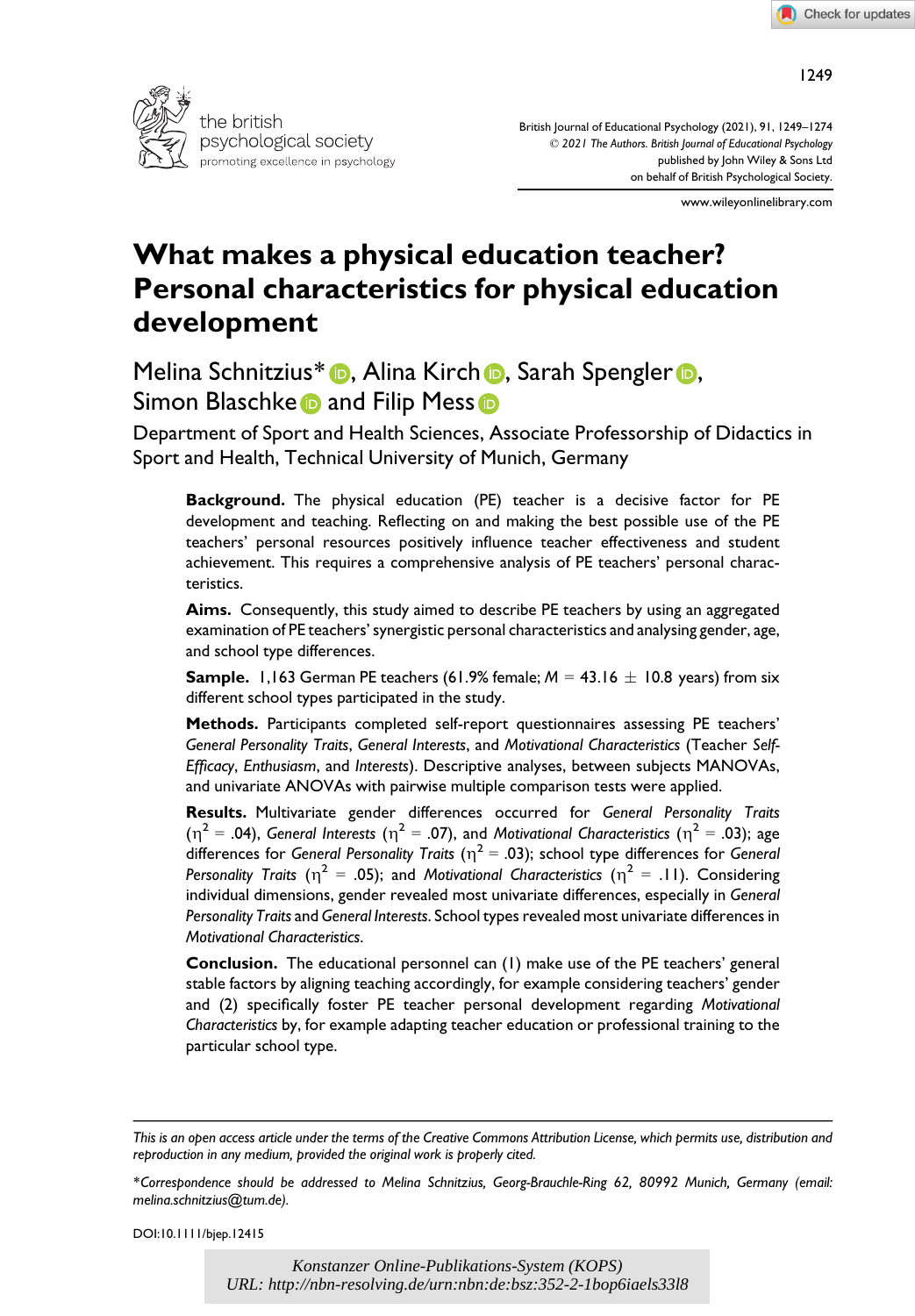# What makes a physical education teacher? Personal characteristics for physical education development

Melina Schnitzius*, Alina Kirch, Sarah Spengler, Simon Blaschke and Filip Mess

Department of Sport and Health Sciences, Associate Professorship of Didactics in Sport and Health, Technical University of Munich, Germany

**Background.** The physical education (PE) teacher is a decisive factor for PE development and teaching. Reflecting on and making the best possible use of the PE teachers' personal resources positively influence teacher effectiveness and student achievement. This requires a comprehensive analysis of PE teachers' personal characteristics.

**Aims.** Consequently, this study aimed to describe PE teachers by using an aggregated examination of PE teachers' synergistic personal characteristics and analysing gender, age, and school type differences.

**Sample.** 1,163 German PE teachers (61.9% female; $M = 43.16 \pm 10.8$ years) from six different school types participated in the study.

**Methods.** Participants completed self-report questionnaires assessing PE teachers' *General Personality Traits*, *General Interests*, and *Motivational Characteristics* (Teacher *Self-Efficacy*, *Enthusiasm*, and *Interests*). Descriptive analyses, between subjects MANOVAs, and univariate ANOVAs with pairwise multiple comparison tests were applied.

**Results.** Multivariate gender differences occurred for *General Personality Traits* ($\eta^2 = .04$), *General Interests* ($\eta^2 = .07$), and *Motivational Characteristics* ($\eta^2 = .03$); age differences for *General Personality Traits* ($\eta^2 = .03$); school type differences for *General Personality Traits* ($\eta^2 = .05$); and *Motivational Characteristics* ($\eta^2 = .11$). Considering individual dimensions, gender revealed most univariate differences, especially in *General Personality Traits* and *General Interests*. School types revealed most univariate differences in *Motivational Characteristics*.

**Conclusion.** The educational personnel can (1) make use of the PE teachers' general stable factors by aligning teaching accordingly, for example considering teachers' gender and (2) specifically foster PE teacher personal development regarding *Motivational Characteristics* by, for example adapting teacher education or professional training to the particular school type.

*This is an open access article under the terms of the Creative Commons Attribution License, which permits use, distribution and reproduction in any medium, provided the original work is properly cited.*

*Correspondence should be addressed to Melina Schnitzius, Georg-Brauchle-Ring 62, 80992 Munich, Germany (email: melina.schnitzius@tum.de).

DOI:10.1111/bjep.12415

Konstanzer Online-Publikations-System (KOPS)
URL: http://nbn-resolving.de/urn:nbn:de:bsz:352-2-1bop6iaels33l8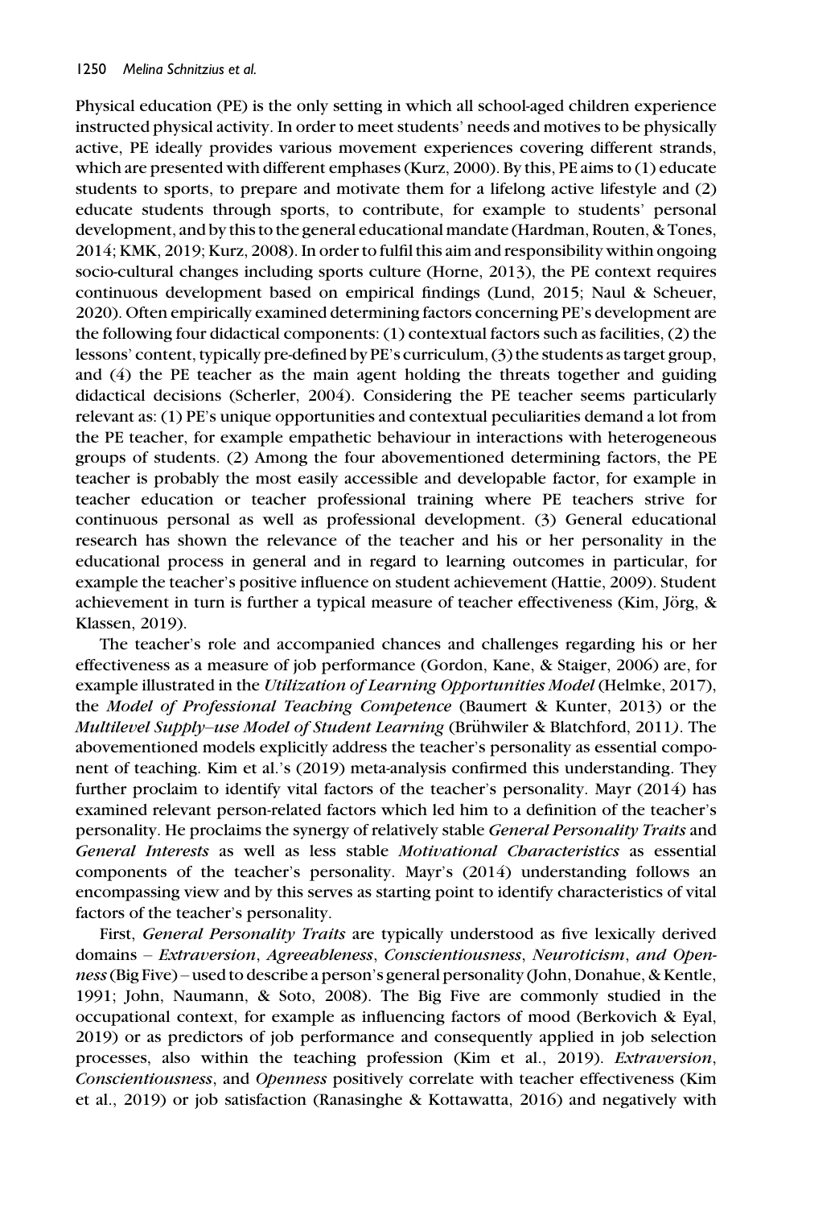Physical education (PE) is the only setting in which all school-aged children experience instructed physical activity. In order to meet students' needs and motives to be physically active, PE ideally provides various movement experiences covering different strands, which are presented with different emphases (Kurz, 2000). By this, PE aims to (1) educate students to sports, to prepare and motivate them for a lifelong active lifestyle and (2) educate students through sports, to contribute, for example to students' personal development, and by this to the general educational mandate (Hardman, Routen, & Tones, 2014; KMK, 2019; Kurz, 2008). In order to fulfil this aim and responsibility within ongoing socio-cultural changes including sports culture (Horne, 2013), the PE context requires continuous development based on empirical findings (Lund, 2015; Naul & Scheuer, 2020). Often empirically examined determining factors concerning PE's development are the following four didactical components: (1) contextual factors such as facilities, (2) the lessons' content, typically pre-defined by PE's curriculum, (3) the students as target group, and (4) the PE teacher as the main agent holding the threats together and guiding didactical decisions (Scherler, 2004). Considering the PE teacher seems particularly relevant as: (1) PE's unique opportunities and contextual peculiarities demand a lot from the PE teacher, for example empathetic behaviour in interactions with heterogeneous groups of students. (2) Among the four abovementioned determining factors, the PE teacher is probably the most easily accessible and developable factor, for example in teacher education or teacher professional training where PE teachers strive for continuous personal as well as professional development. (3) General educational research has shown the relevance of the teacher and his or her personality in the educational process in general and in regard to learning outcomes in particular, for example the teacher's positive influence on student achievement (Hattie, 2009). Student achievement in turn is further a typical measure of teacher effectiveness (Kim, Jörg, & Klassen, 2019).

The teacher's role and accompanied chances and challenges regarding his or her effectiveness as a measure of job performance (Gordon, Kane, & Staiger, 2006) are, for example illustrated in the *Utilization of Learning Opportunities Model* (Helmke, 2017), the *Model of Professional Teaching Competence* (Baumert & Kunter, 2013) or the *Multilevel Supply–use Model of Student Learning* (Brühwiler & Blatchford, 2011). The abovementioned models explicitly address the teacher's personality as essential component of teaching. Kim et al.'s (2019) meta-analysis confirmed this understanding. They further proclaim to identify vital factors of the teacher's personality. Mayr (2014) has examined relevant person-related factors which led him to a definition of the teacher's personality. He proclaims the synergy of relatively stable *General Personality Traits* and *General Interests* as well as less stable *Motivational Characteristics* as essential components of the teacher's personality. Mayr's (2014) understanding follows an encompassing view and by this serves as starting point to identify characteristics of vital factors of the teacher's personality.

First, *General Personality Traits* are typically understood as five lexically derived domains – *Extraversion*, *Agreeableness*, *Conscientiousness*, *Neuroticism*, *and Openness* (Big Five) – used to describe a person's general personality (John, Donahue, & Kentle, 1991; John, Naumann, & Soto, 2008). The Big Five are commonly studied in the occupational context, for example as influencing factors of mood (Berkovich & Eyal, 2019) or as predictors of job performance and consequently applied in job selection processes, also within the teaching profession (Kim et al., 2019). *Extraversion*, *Conscientiousness*, and *Openness* positively correlate with teacher effectiveness (Kim et al., 2019) or job satisfaction (Ranasinghe & Kottawatta, 2016) and negatively with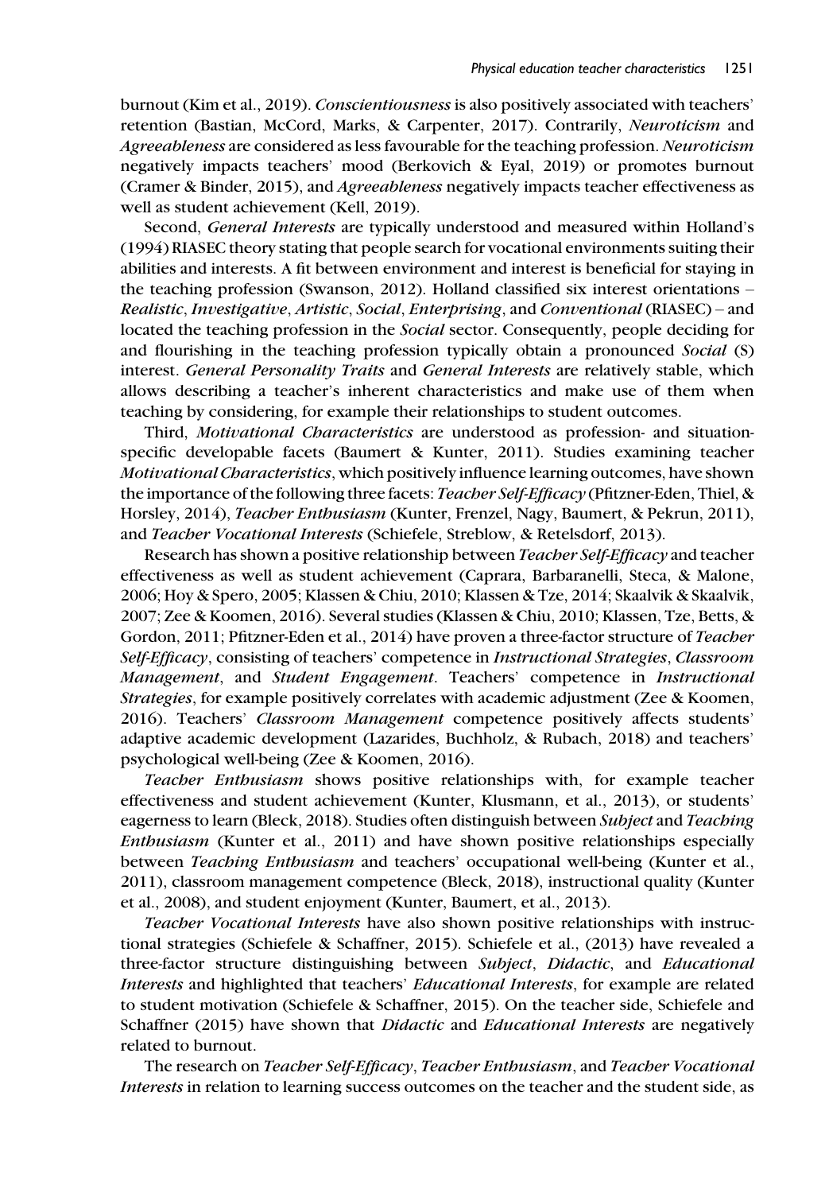burnout (Kim et al., 2019). *Conscientiousness* is also positively associated with teachers' retention (Bastian, McCord, Marks, & Carpenter, 2017). Contrarily, *Neuroticism* and *Agreeableness* are considered as less favourable for the teaching profession. *Neuroticism* negatively impacts teachers' mood (Berkovich & Eyal, 2019) or promotes burnout (Cramer & Binder, 2015), and *Agreeableness* negatively impacts teacher effectiveness as well as student achievement (Kell, 2019).

Second, *General Interests* are typically understood and measured within Holland's (1994) RIASEC theory stating that people search for vocational environments suiting their abilities and interests. A fit between environment and interest is beneficial for staying in the teaching profession (Swanson, 2012). Holland classified six interest orientations – *Realistic*, *Investigative*, *Artistic*, *Social*, *Enterprising*, and *Conventional* (RIASEC) – and located the teaching profession in the *Social* sector. Consequently, people deciding for and flourishing in the teaching profession typically obtain a pronounced *Social* (S) interest. *General Personality Traits* and *General Interests* are relatively stable, which allows describing a teacher's inherent characteristics and make use of them when teaching by considering, for example their relationships to student outcomes.

Third, *Motivational Characteristics* are understood as profession- and situation-specific developable facets (Baumert & Kunter, 2011). Studies examining teacher *Motivational Characteristics*, which positively influence learning outcomes, have shown the importance of the following three facets: *Teacher Self-Efficacy* (Pfitzner-Eden, Thiel, & Horsley, 2014), *Teacher Enthusiasm* (Kunter, Frenzel, Nagy, Baumert, & Pekrun, 2011), and *Teacher Vocational Interests* (Schiefele, Streblow, & Retelsdorf, 2013).

Research has shown a positive relationship between *Teacher Self-Efficacy* and teacher effectiveness as well as student achievement (Caprara, Barbaranelli, Steca, & Malone, 2006; Hoy & Spero, 2005; Klassen & Chiu, 2010; Klassen & Tze, 2014; Skaalvik & Skaalvik, 2007; Zee & Koomen, 2016). Several studies (Klassen & Chiu, 2010; Klassen, Tze, Betts, & Gordon, 2011; Pfitzner-Eden et al., 2014) have proven a three-factor structure of *Teacher Self-Efficacy*, consisting of teachers' competence in *Instructional Strategies*, *Classroom Management*, and *Student Engagement*. Teachers' competence in *Instructional Strategies*, for example positively correlates with academic adjustment (Zee & Koomen, 2016). Teachers' *Classroom Management* competence positively affects students' adaptive academic development (Lazarides, Buchholz, & Rubach, 2018) and teachers' psychological well-being (Zee & Koomen, 2016).

*Teacher Enthusiasm* shows positive relationships with, for example teacher effectiveness and student achievement (Kunter, Klusmann, et al., 2013), or students' eagerness to learn (Bleck, 2018). Studies often distinguish between *Subject* and *Teaching Enthusiasm* (Kunter et al., 2011) and have shown positive relationships especially between *Teaching Enthusiasm* and teachers' occupational well-being (Kunter et al., 2011), classroom management competence (Bleck, 2018), instructional quality (Kunter et al., 2008), and student enjoyment (Kunter, Baumert, et al., 2013).

*Teacher Vocational Interests* have also shown positive relationships with instructional strategies (Schiefele & Schaffner, 2015). Schiefele et al., (2013) have revealed a three-factor structure distinguishing between *Subject*, *Didactic*, and *Educational Interests* and highlighted that teachers' *Educational Interests*, for example are related to student motivation (Schiefele & Schaffner, 2015). On the teacher side, Schiefele and Schaffner (2015) have shown that *Didactic* and *Educational Interests* are negatively related to burnout.

The research on *Teacher Self-Efficacy*, *Teacher Enthusiasm*, and *Teacher Vocational Interests* in relation to learning success outcomes on the teacher and the student side, as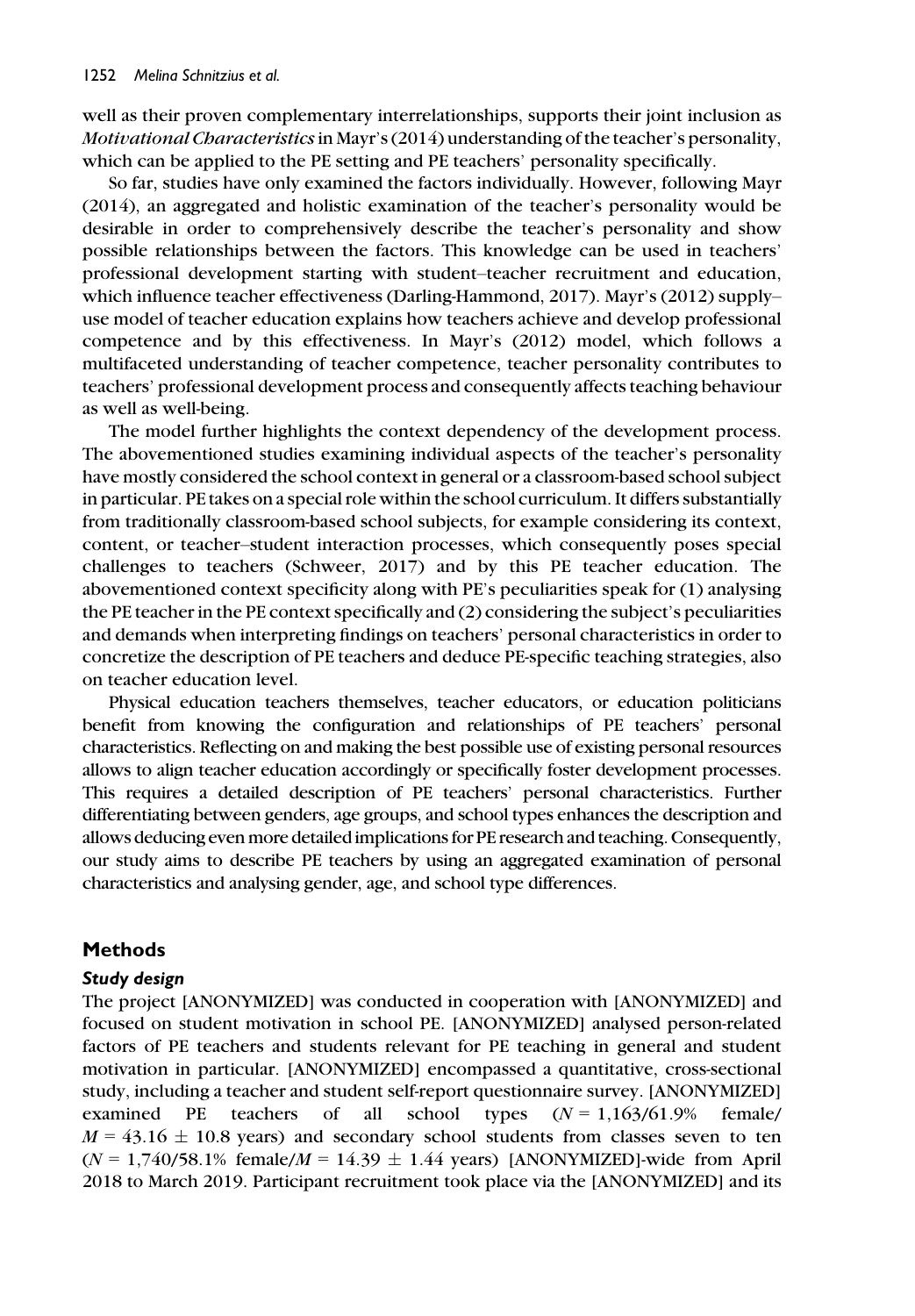well as their proven complementary interrelationships, supports their joint inclusion as *Motivational Characteristics* in Mayr's (2014) understanding of the teacher's personality, which can be applied to the PE setting and PE teachers' personality specifically.

So far, studies have only examined the factors individually. However, following Mayr (2014), an aggregated and holistic examination of the teacher's personality would be desirable in order to comprehensively describe the teacher's personality and show possible relationships between the factors. This knowledge can be used in teachers' professional development starting with student–teacher recruitment and education, which influence teacher effectiveness (Darling-Hammond, 2017). Mayr's (2012) supply–use model of teacher education explains how teachers achieve and develop professional competence and by this effectiveness. In Mayr's (2012) model, which follows a multifaceted understanding of teacher competence, teacher personality contributes to teachers' professional development process and consequently affects teaching behaviour as well as well-being.

The model further highlights the context dependency of the development process. The abovementioned studies examining individual aspects of the teacher's personality have mostly considered the school context in general or a classroom-based school subject in particular. PE takes on a special role within the school curriculum. It differs substantially from traditionally classroom-based school subjects, for example considering its context, content, or teacher–student interaction processes, which consequently poses special challenges to teachers (Schweer, 2017) and by this PE teacher education. The abovementioned context specificity along with PE's peculiarities speak for (1) analysing the PE teacher in the PE context specifically and (2) considering the subject's peculiarities and demands when interpreting findings on teachers' personal characteristics in order to concretize the description of PE teachers and deduce PE-specific teaching strategies, also on teacher education level.

Physical education teachers themselves, teacher educators, or education politicians benefit from knowing the configuration and relationships of PE teachers' personal characteristics. Reflecting on and making the best possible use of existing personal resources allows to align teacher education accordingly or specifically foster development processes. This requires a detailed description of PE teachers' personal characteristics. Further differentiating between genders, age groups, and school types enhances the description and allows deducing even more detailed implications for PE research and teaching. Consequently, our study aims to describe PE teachers by using an aggregated examination of personal characteristics and analysing gender, age, and school type differences.

## Methods

### *Study design*

The project [ANONYMIZED] was conducted in cooperation with [ANONYMIZED] and focused on student motivation in school PE. [ANONYMIZED] analysed person-related factors of PE teachers and students relevant for PE teaching in general and student motivation in particular. [ANONYMIZED] encompassed a quantitative, cross-sectional study, including a teacher and student self-report questionnaire survey. [ANONYMIZED] examined PE teachers of all school types ($N$ = 1,163/61.9% female/$M$ = 43.16 ± 10.8 years) and secondary school students from classes seven to ten ($N$ = 1,740/58.1% female/$M$ = 14.39 ± 1.44 years) [ANONYMIZED]-wide from April 2018 to March 2019. Participant recruitment took place via the [ANONYMIZED] and its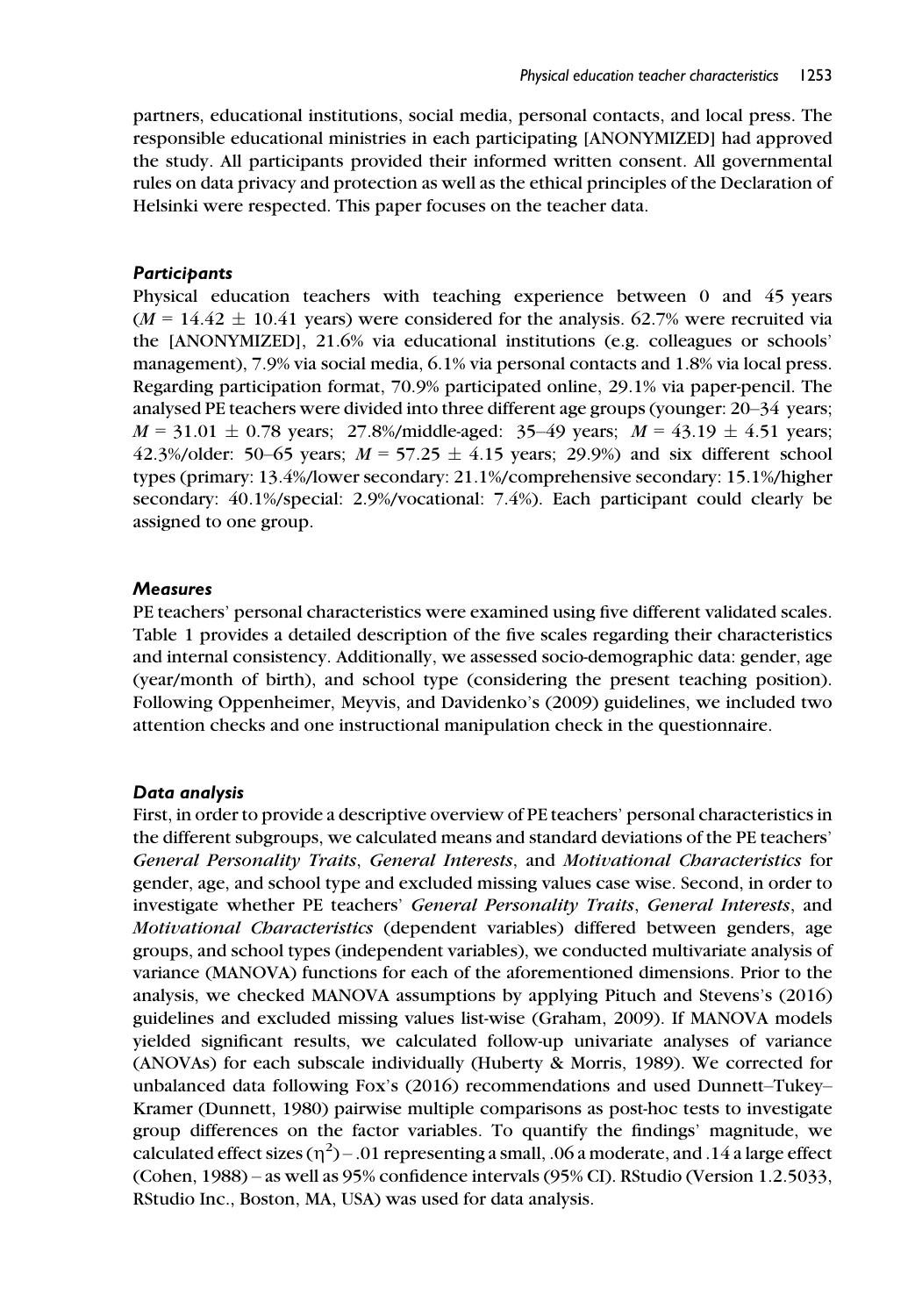partners, educational institutions, social media, personal contacts, and local press. The responsible educational ministries in each participating [ANONYMIZED] had approved the study. All participants provided their informed written consent. All governmental rules on data privacy and protection as well as the ethical principles of the Declaration of Helsinki were respected. This paper focuses on the teacher data.

### *Participants*

Physical education teachers with teaching experience between 0 and 45 years ($M = 14.42 \pm 10.41$ years) were considered for the analysis. 62.7% were recruited via the [ANONYMIZED], 21.6% via educational institutions (e.g. colleagues or schools' management), 7.9% via social media, 6.1% via personal contacts and 1.8% via local press. Regarding participation format, 70.9% participated online, 29.1% via paper-pencil. The analysed PE teachers were divided into three different age groups (younger: 20–34 years; $M = 31.01 \pm 0.78$ years; 27.8%/middle-aged: 35–49 years; $M = 43.19 \pm 4.51$ years; 42.3%/older: 50–65 years; $M = 57.25 \pm 4.15$ years; 29.9%) and six different school types (primary: 13.4%/lower secondary: 21.1%/comprehensive secondary: 15.1%/higher secondary: 40.1%/special: 2.9%/vocational: 7.4%). Each participant could clearly be assigned to one group.

### *Measures*

PE teachers' personal characteristics were examined using five different validated scales. Table 1 provides a detailed description of the five scales regarding their characteristics and internal consistency. Additionally, we assessed socio-demographic data: gender, age (year/month of birth), and school type (considering the present teaching position). Following Oppenheimer, Meyvis, and Davidenko's (2009) guidelines, we included two attention checks and one instructional manipulation check in the questionnaire.

### *Data analysis*

First, in order to provide a descriptive overview of PE teachers' personal characteristics in the different subgroups, we calculated means and standard deviations of the PE teachers' *General Personality Traits*, *General Interests*, and *Motivational Characteristics* for gender, age, and school type and excluded missing values case wise. Second, in order to investigate whether PE teachers' *General Personality Traits*, *General Interests*, and *Motivational Characteristics* (dependent variables) differed between genders, age groups, and school types (independent variables), we conducted multivariate analysis of variance (MANOVA) functions for each of the aforementioned dimensions. Prior to the analysis, we checked MANOVA assumptions by applying Pituch and Stevens's (2016) guidelines and excluded missing values list-wise (Graham, 2009). If MANOVA models yielded significant results, we calculated follow-up univariate analyses of variance (ANOVAs) for each subscale individually (Huberty & Morris, 1989). We corrected for unbalanced data following Fox's (2016) recommendations and used Dunnett–Tukey–Kramer (Dunnett, 1980) pairwise multiple comparisons as post-hoc tests to investigate group differences on the factor variables. To quantify the findings' magnitude, we calculated effect sizes ($\eta^2$) – .01 representing a small, .06 a moderate, and .14 a large effect (Cohen, 1988) – as well as 95% confidence intervals (95% CI). RStudio (Version 1.2.5033, RStudio Inc., Boston, MA, USA) was used for data analysis.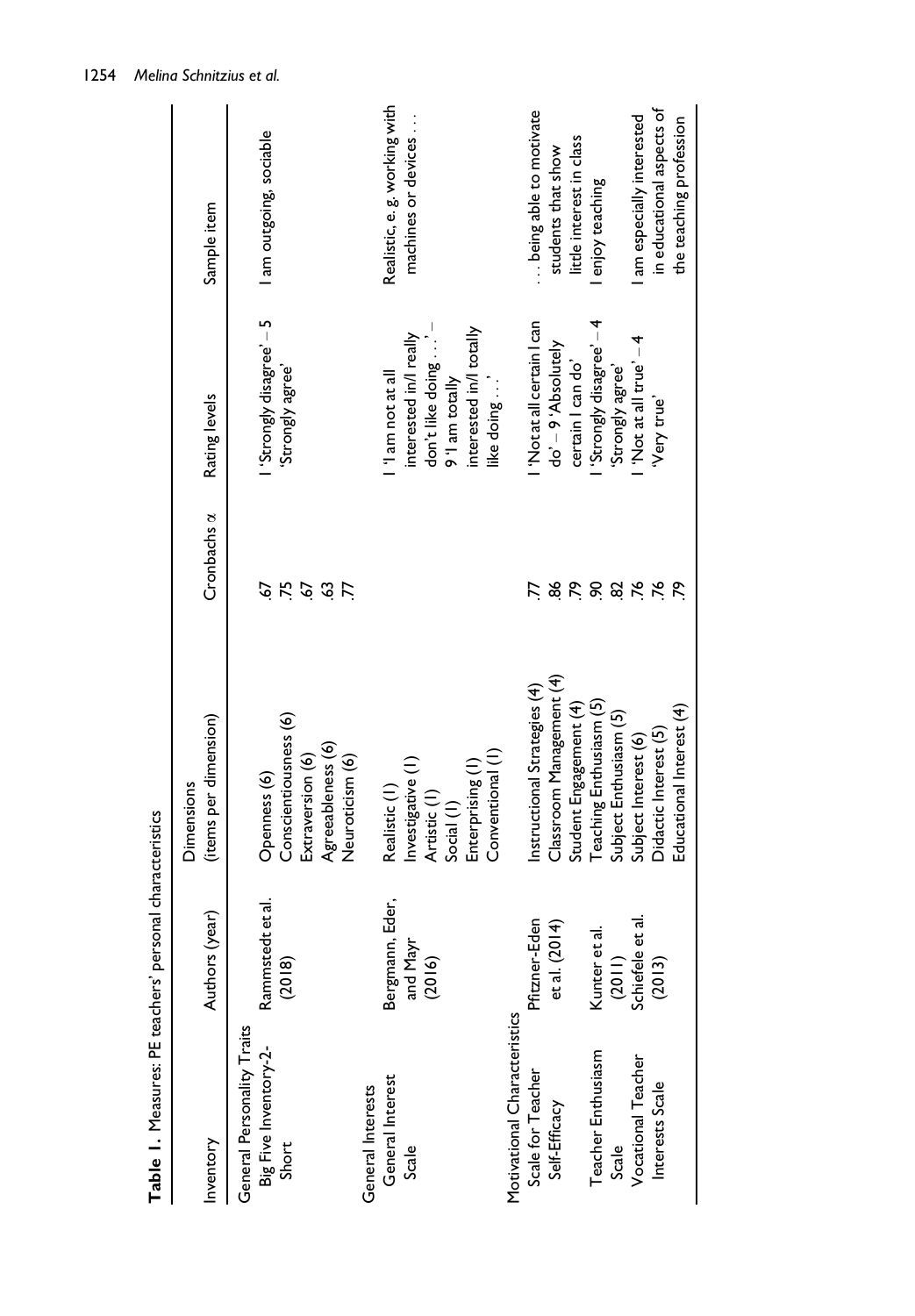**Table 1.** Measures: PE teachers' personal characteristics

| Inventory | Authors (year) | Dimensions (items per dimension) | Cronbachs α | Rating levels | Sample item |
|---|---|---|---|---|---|
| General Personality Traits | | | | | |
| Big Five Inventory-2-Short | Rammstedt et al. (2018) | Openness (6) | .67 | 1 'Strongly disagree' – 5 'Strongly agree' | I am outgoing, sociable |
| | | Conscientiousness (6) | .75 | | |
| | | Extraversion (6) | .67 | | |
| | | Agreeableness (6) | .63 | | |
| | | Neuroticism (6) | .77 | | |
| General Interests | | | | | |
| General Interest Scale | Bergmann, Eder, and Mayr (2016) | Realistic (1) | | 1 'I am not at all interested in/I really don't like doing . . .' – 9 'I am totally interested in/I totally like doing . . .' | Realistic, e. g. working with machines or devices . . . |
| | | Investigative (1) | | | |
| | | Artistic (1) | | | |
| | | Social (1) | | | |
| | | Enterprising (1) | | | |
| | | Conventional (1) | | | |
| Motivational Characteristics | | | | | |
| Scale for Teacher Self-Efficacy | Pfitzner-Eden et al. (2014) | Instructional Strategies (4) | .77 | 1 'Not at all certain I can do' – 9 'Absolutely certain I can do' | . . . being able to motivate students that show little interest in class |
| | | Classroom Management (4) | .86 | | |
| | | Student Engagement (4) | .79 | | |
| Teacher Enthusiasm Scale | Kunter et al. (2011) | Teaching Enthusiasm (5) | .90 | 1 'Strongly disagree' – 4 'Strongly agree' | I enjoy teaching |
| | | Subject Enthusiasm (5) | .82 | | |
| Vocational Teacher Interests Scale | Schiefele et al. (2013) | Subject Interest (6) | .76 | 1 'Not at all true' – 4 'Very true' | I am especially interested in educational aspects of the teaching profession |
| | | Didactic Interest (5) | .76 | | |
| | | Educational Interest (4) | .79 | | |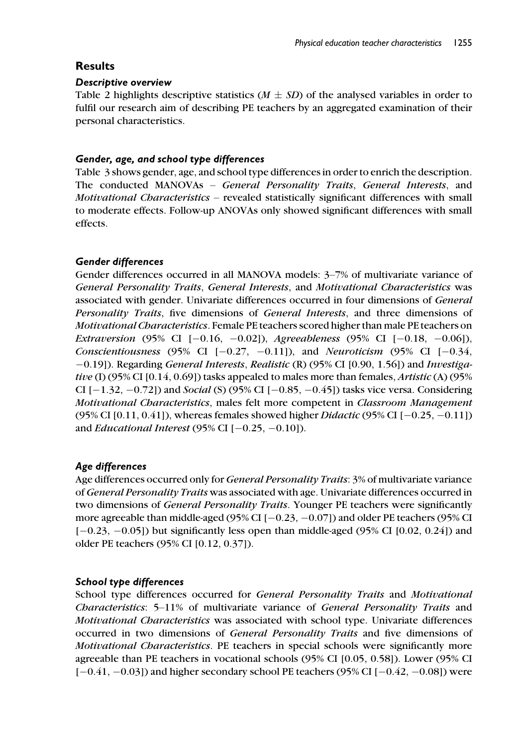## Results

### *Descriptive overview*

Table 2 highlights descriptive statistics ($M \pm SD$) of the analysed variables in order to fulfil our research aim of describing PE teachers by an aggregated examination of their personal characteristics.

### *Gender, age, and school type differences*

Table 3 shows gender, age, and school type differences in order to enrich the description. The conducted MANOVAs – *General Personality Traits*, *General Interests*, and *Motivational Characteristics* – revealed statistically significant differences with small to moderate effects. Follow-up ANOVAs only showed significant differences with small effects.

### *Gender differences*

Gender differences occurred in all MANOVA models: 3–7% of multivariate variance of *General Personality Traits*, *General Interests*, and *Motivational Characteristics* was associated with gender. Univariate differences occurred in four dimensions of *General Personality Traits*, five dimensions of *General Interests*, and three dimensions of *Motivational Characteristics*. Female PE teachers scored higher than male PE teachers on *Extraversion* (95% CI [−0.16, −0.02]), *Agreeableness* (95% CI [−0.18, −0.06]), *Conscientiousness* (95% CI [−0.27, −0.11]), and *Neuroticism* (95% CI [−0.34, −0.19]). Regarding *General Interests*, *Realistic* (R) (95% CI [0.90, 1.56]) and *Investigative* (I) (95% CI [0.14, 0.69]) tasks appealed to males more than females, *Artistic* (A) (95% CI [−1.32, −0.72]) and *Social* (S) (95% CI [−0.85, −0.45]) tasks vice versa. Considering *Motivational Characteristics*, males felt more competent in *Classroom Management* (95% CI [0.11, 0.41]), whereas females showed higher *Didactic* (95% CI [−0.25, −0.11]) and *Educational Interest* (95% CI [−0.25, −0.10]).

### *Age differences*

Age differences occurred only for *General Personality Traits*: 3% of multivariate variance of *General Personality Traits* was associated with age. Univariate differences occurred in two dimensions of *General Personality Traits*. Younger PE teachers were significantly more agreeable than middle-aged (95% CI [−0.23, −0.07]) and older PE teachers (95% CI [−0.23, −0.05]) but significantly less open than middle-aged (95% CI [0.02, 0.24]) and older PE teachers (95% CI [0.12, 0.37]).

### *School type differences*

School type differences occurred for *General Personality Traits* and *Motivational Characteristics*: 5–11% of multivariate variance of *General Personality Traits* and *Motivational Characteristics* was associated with school type. Univariate differences occurred in two dimensions of *General Personality Traits* and five dimensions of *Motivational Characteristics*. PE teachers in special schools were significantly more agreeable than PE teachers in vocational schools (95% CI [0.05, 0.58]). Lower (95% CI [−0.41, −0.03]) and higher secondary school PE teachers (95% CI [−0.42, −0.08]) were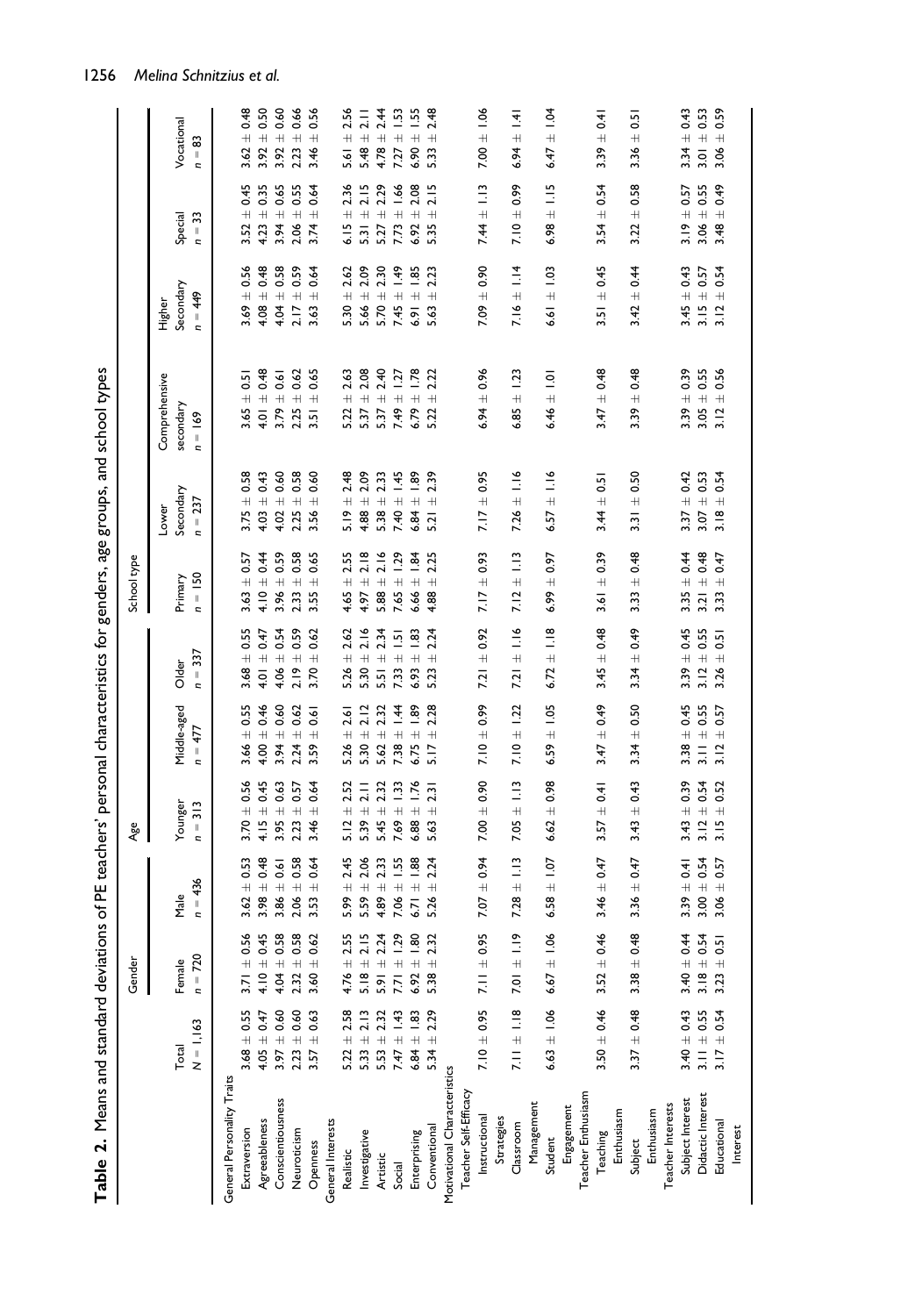**Table 2.** Means and standard deviations of PE teachers' personal characteristics for genders, age groups, and school types

| | Total | Gender | | Age | | | School type | | | | | |
|---|---|---|---|---|---|---|---|---|---|---|---|---|
| | $N$ = 1,163 | Female $n$ = 720 | Male $n$ = 436 | Younger $n$ = 313 | Middle-aged $n$ = 477 | Older $n$ = 337 | Primary $n$ = 150 | Lower Secondary $n$ = 237 | Comprehensive secondary $n$ = 169 | Higher Secondary $n$ = 449 | Special $n$ = 33 | Vocational $n$ = 83 |
| **General Personality Traits** | | | | | | | | | | | | |
| Extraversion | 3.68 ± 0.55 | 3.71 ± 0.56 | 3.62 ± 0.53 | 3.70 ± 0.56 | 3.66 ± 0.55 | 3.68 ± 0.55 | 3.63 ± 0.57 | 3.75 ± 0.58 | 3.65 ± 0.51 | 3.69 ± 0.56 | 3.52 ± 0.45 | 3.62 ± 0.48 |
| Agreeableness | 4.05 ± 0.47 | 4.10 ± 0.45 | 3.98 ± 0.48 | 4.15 ± 0.45 | 4.00 ± 0.46 | 4.01 ± 0.47 | 4.10 ± 0.44 | 4.03 ± 0.43 | 4.01 ± 0.48 | 4.08 ± 0.48 | 4.23 ± 0.35 | 3.92 ± 0.50 |
| Conscientiousness | 3.97 ± 0.60 | 4.04 ± 0.58 | 3.86 ± 0.61 | 3.95 ± 0.63 | 3.94 ± 0.60 | 4.06 ± 0.54 | 3.96 ± 0.59 | 4.02 ± 0.60 | 3.79 ± 0.61 | 4.04 ± 0.58 | 3.94 ± 0.65 | 3.92 ± 0.60 |
| Neuroticism | 2.23 ± 0.60 | 2.32 ± 0.58 | 2.06 ± 0.58 | 2.23 ± 0.57 | 2.24 ± 0.62 | 2.19 ± 0.59 | 2.33 ± 0.58 | 2.25 ± 0.58 | 2.25 ± 0.62 | 2.17 ± 0.59 | 2.06 ± 0.55 | 2.23 ± 0.66 |
| Openness | 3.57 ± 0.63 | 3.60 ± 0.62 | 3.53 ± 0.64 | 3.46 ± 0.64 | 3.59 ± 0.61 | 3.70 ± 0.62 | 3.55 ± 0.65 | 3.56 ± 0.60 | 3.51 ± 0.65 | 3.63 ± 0.64 | 3.74 ± 0.64 | 3.46 ± 0.56 |
| **General Interests** | | | | | | | | | | | | |
| Realistic | 5.22 ± 2.58 | 4.76 ± 2.55 | 5.99 ± 2.45 | 5.12 ± 2.52 | 5.26 ± 2.61 | 5.26 ± 2.62 | 4.65 ± 2.55 | 5.19 ± 2.48 | 5.22 ± 2.63 | 5.30 ± 2.62 | 6.15 ± 2.36 | 5.61 ± 2.56 |
| Investigative | 5.33 ± 2.13 | 5.18 ± 2.15 | 5.59 ± 2.06 | 5.39 ± 2.11 | 5.30 ± 2.12 | 5.30 ± 2.16 | 4.97 ± 2.18 | 4.88 ± 2.09 | 5.37 ± 2.08 | 5.66 ± 2.09 | 5.31 ± 2.15 | 5.48 ± 2.11 |
| Artistic | 5.53 ± 2.32 | 5.91 ± 2.24 | 4.89 ± 2.33 | 5.45 ± 2.32 | 5.62 ± 2.32 | 5.51 ± 2.34 | 5.88 ± 2.16 | 5.38 ± 2.33 | 5.37 ± 2.40 | 5.70 ± 2.30 | 5.27 ± 2.29 | 4.78 ± 2.44 |
| Social | 7.47 ± 1.43 | 7.71 ± 1.29 | 7.06 ± 1.55 | 7.69 ± 1.33 | 7.38 ± 1.44 | 7.33 ± 1.51 | 7.65 ± 1.29 | 7.40 ± 1.45 | 7.49 ± 1.27 | 7.45 ± 1.49 | 7.73 ± 1.66 | 7.27 ± 1.53 |
| Enterprising | 6.84 ± 1.83 | 6.92 ± 1.80 | 6.71 ± 1.88 | 6.88 ± 1.76 | 6.75 ± 1.89 | 6.93 ± 1.83 | 6.66 ± 1.84 | 6.84 ± 1.89 | 6.79 ± 1.78 | 6.91 ± 1.85 | 6.92 ± 2.08 | 6.90 ± 1.55 |
| Conventional | 5.34 ± 2.29 | 5.38 ± 2.32 | 5.26 ± 2.24 | 5.63 ± 2.31 | 5.17 ± 2.28 | 5.23 ± 2.24 | 4.88 ± 2.25 | 5.21 ± 2.39 | 5.22 ± 2.22 | 5.63 ± 2.23 | 5.35 ± 2.15 | 5.33 ± 2.48 |
| **Motivational Characteristics** | | | | | | | | | | | | |
| Teacher Self-Efficacy | | | | | | | | | | | | |
| Instructional Strategies | 7.10 ± 0.95 | 7.11 ± 0.95 | 7.07 ± 0.94 | 7.00 ± 0.90 | 7.10 ± 0.99 | 7.21 ± 0.92 | 7.17 ± 0.93 | 7.17 ± 0.95 | 6.94 ± 0.96 | 7.09 ± 0.90 | 7.44 ± 1.13 | 7.00 ± 1.06 |
| Classroom Management | 7.11 ± 1.18 | 7.01 ± 1.19 | 7.28 ± 1.13 | 7.05 ± 1.13 | 7.10 ± 1.22 | 7.21 ± 1.16 | 7.12 ± 1.13 | 7.26 ± 1.16 | 6.85 ± 1.23 | 7.16 ± 1.14 | 7.10 ± 0.99 | 6.94 ± 1.41 |
| Student Engagement | 6.63 ± 1.06 | 6.67 ± 1.06 | 6.58 ± 1.07 | 6.62 ± 0.98 | 6.59 ± 1.05 | 6.72 ± 1.18 | 6.99 ± 0.97 | 6.57 ± 1.16 | 6.46 ± 1.01 | 6.61 ± 1.03 | 6.98 ± 1.15 | 6.47 ± 1.04 |
| Teacher Enthusiasm | | | | | | | | | | | | |
| Teaching Enthusiasm | 3.50 ± 0.46 | 3.52 ± 0.46 | 3.46 ± 0.47 | 3.57 ± 0.41 | 3.47 ± 0.49 | 3.45 ± 0.48 | 3.61 ± 0.39 | 3.44 ± 0.51 | 3.47 ± 0.48 | 3.51 ± 0.45 | 3.54 ± 0.54 | 3.39 ± 0.41 |
| Subject Enthusiasm | 3.37 ± 0.48 | 3.38 ± 0.48 | 3.36 ± 0.47 | 3.43 ± 0.43 | 3.34 ± 0.50 | 3.34 ± 0.49 | 3.33 ± 0.48 | 3.31 ± 0.50 | 3.39 ± 0.48 | 3.42 ± 0.44 | 3.22 ± 0.58 | 3.36 ± 0.51 |
| Teacher Interests | | | | | | | | | | | | |
| Subject Interest | 3.40 ± 0.43 | 3.40 ± 0.44 | 3.39 ± 0.41 | 3.43 ± 0.39 | 3.38 ± 0.45 | 3.39 ± 0.45 | 3.35 ± 0.44 | 3.37 ± 0.42 | 3.39 ± 0.39 | 3.45 ± 0.43 | 3.19 ± 0.57 | 3.34 ± 0.43 |
| Didactic Interest | 3.11 ± 0.55 | 3.18 ± 0.54 | 3.00 ± 0.54 | 3.12 ± 0.54 | 3.11 ± 0.55 | 3.12 ± 0.55 | 3.21 ± 0.48 | 3.07 ± 0.53 | 3.05 ± 0.55 | 3.15 ± 0.57 | 3.06 ± 0.55 | 3.01 ± 0.53 |
| Educational Interest | 3.17 ± 0.54 | 3.23 ± 0.51 | 3.06 ± 0.57 | 3.15 ± 0.52 | 3.12 ± 0.57 | 3.26 ± 0.51 | 3.33 ± 0.47 | 3.18 ± 0.54 | 3.12 ± 0.56 | 3.12 ± 0.54 | 3.48 ± 0.49 | 3.06 ± 0.59 |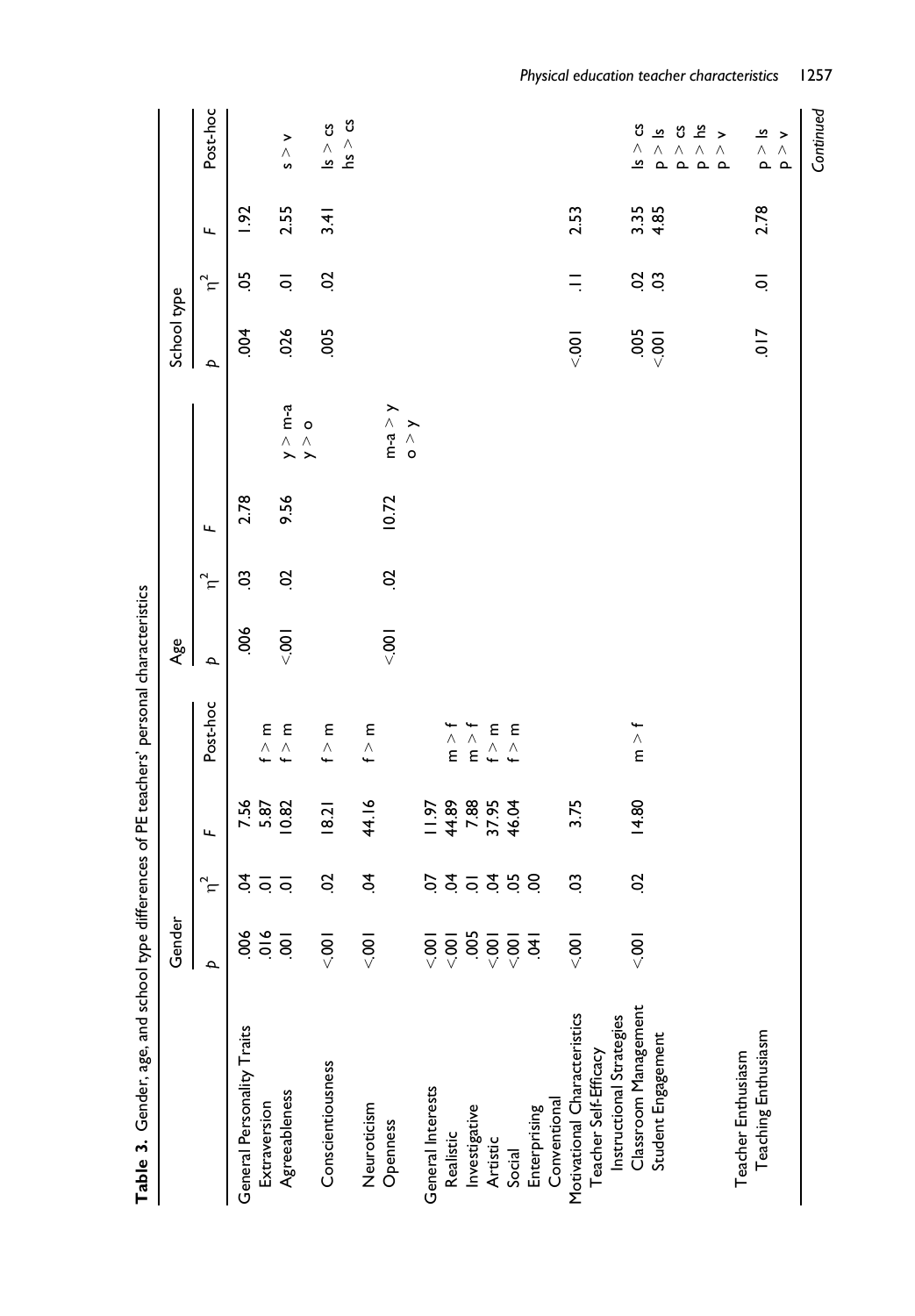**Table 3.** Gender, age, and school type differences of PE teachers' personal characteristics

| | Gender | | | | Age | | | | School type | | | |
|---|---|---|---|---|---|---|---|---|---|---|---|---|
| | *p* | $\eta^2$ | *F* | Post-hoc | *p* | $\eta^2$ | *F* | | *p* | $\eta^2$ | *F* | Post-hoc |
| General Personality Traits | .006 | .04 | 7.56 | | .006 | .03 | 2.78 | | .004 | .05 | 1.92 | |
| Extraversion | .016 | .01 | 5.87 | f > m | | | | | | | | |
| Agreeableness | .001 | .01 | 10.82 | f > m | <.001 | .02 | 9.56 | y > m-a, y > o | .026 | .01 | 2.55 | s > v |
| Conscientiousness | <.001 | .02 | 18.21 | f > m | | | | | .005 | .02 | 3.41 | ls > cs, hs > cs |
| Neuroticism | <.001 | .04 | 44.16 | f > m | | | | | | | | |
| Openness | | | | | <.001 | .02 | 10.72 | m-a > y, o > y | | | | |
| General Interests | <.001 | .07 | 11.97 | | | | | | | | | |
| Realistic | <.001 | .04 | 44.89 | m > f | | | | | | | | |
| Investigative | .005 | .01 | 7.88 | m > f | | | | | | | | |
| Artistic | <.001 | .04 | 37.95 | f > m | | | | | | | | |
| Social | <.001 | .05 | 46.04 | f > m | | | | | | | | |
| Enterprising | .041 | .00 | | | | | | | | | | |
| Conventional | | | | | | | | | | | | |
| Motivational Characteristics | <.001 | .03 | 3.75 | | | | | | <.001 | .11 | 2.53 | |
| Teacher Self-Efficacy | | | | | | | | | | | | |
| Instructional Strategies | | | | | | | | | | | | |
| Classroom Management | <.001 | .02 | 14.80 | m > f | | | | | .005 | .02 | 3.35 | ls > cs |
| Student Engagement | | | | | | | | | <.001 | .03 | 4.85 | p > ls, p > cs, p > hs, p > v |
| Teacher Enthusiasm | | | | | | | | | | | | |
| Teaching Enthusiasm | | | | | | | | | .017 | .01 | 2.78 | p > ls, p > v |

*Continued*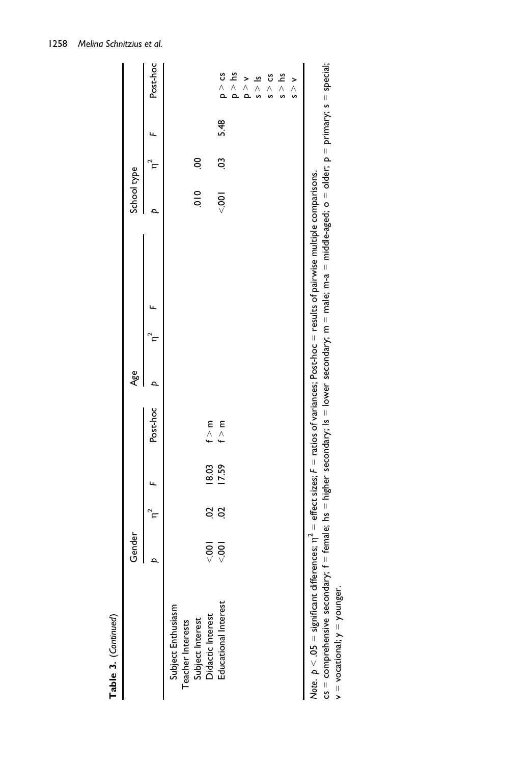**Table 3.** (*Continued*)

| | Gender | | | | Age | | | School type | | | |
|---|---|---|---|---|---|---|---|---|---|---|---|
| | $p$ | $\eta^2$ | $F$ | Post-hoc | $p$ | $\eta^2$ | $F$ | $p$ | $\eta^2$ | $F$ | Post-hoc |
| Subject Enthusiasm | | | | | | | | | | | |
| Teacher Interests | | | | | | | | | | | |
| Subject Interest | | | | | | | | .010 | .00 | | |
| Didactic Interest | <.001 | .02 | 18.03 | f > m | | | | | | | |
| Educational Interest | <.001 | .02 | 17.59 | f > m | | | | <.001 | .03 | 5.48 | p > cs<br>p > hs<br>p > v<br>s > ls<br>s > cs<br>s > hs<br>s > v |

*Note.* $p < .05$ = significant differences; $\eta^2$ = effect sizes; $F$ = ratios of variances; Post-hoc = results of pairwise multiple comparisons.
cs = comprehensive secondary; f = female; hs = higher secondary; ls = lower secondary; m = male; m-a = middle-aged; o = older; p = primary; s = special; v = vocational; y = younger.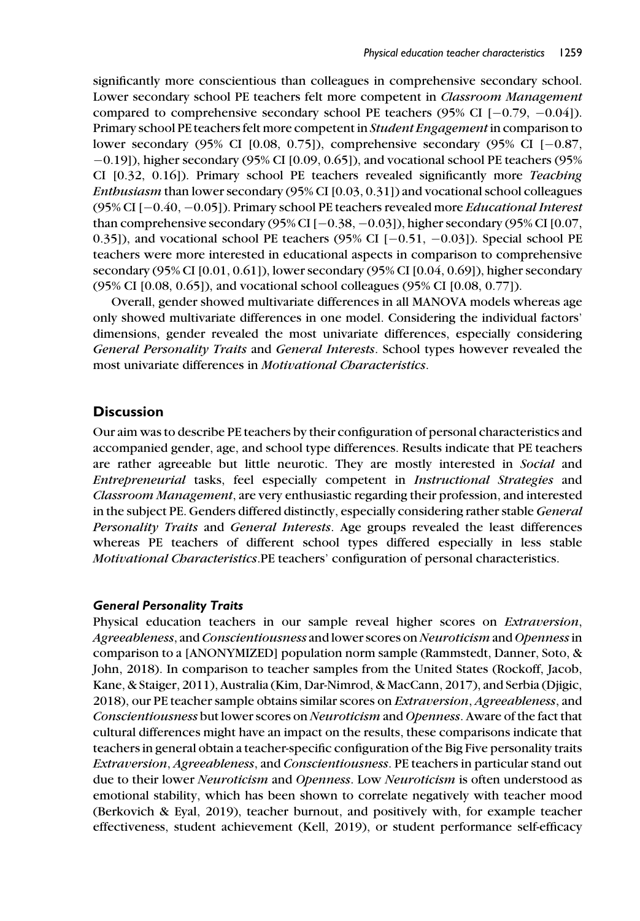significantly more conscientious than colleagues in comprehensive secondary school. Lower secondary school PE teachers felt more competent in *Classroom Management* compared to comprehensive secondary school PE teachers (95% CI [−0.79, −0.04]). Primary school PE teachers felt more competent in *Student Engagement* in comparison to lower secondary (95% CI [0.08, 0.75]), comprehensive secondary (95% CI [−0.87, −0.19]), higher secondary (95% CI [0.09, 0.65]), and vocational school PE teachers (95% CI [0.32, 0.16]). Primary school PE teachers revealed significantly more *Teaching Enthusiasm* than lower secondary (95% CI [0.03, 0.31]) and vocational school colleagues (95% CI [−0.40, −0.05]). Primary school PE teachers revealed more *Educational Interest* than comprehensive secondary (95% CI [−0.38, −0.03]), higher secondary (95% CI [0.07, 0.35]), and vocational school PE teachers (95% CI [−0.51, −0.03]). Special school PE teachers were more interested in educational aspects in comparison to comprehensive secondary (95% CI [0.01, 0.61]), lower secondary (95% CI [0.04, 0.69]), higher secondary (95% CI [0.08, 0.65]), and vocational school colleagues (95% CI [0.08, 0.77]).

Overall, gender showed multivariate differences in all MANOVA models whereas age only showed multivariate differences in one model. Considering the individual factors' dimensions, gender revealed the most univariate differences, especially considering *General Personality Traits* and *General Interests*. School types however revealed the most univariate differences in *Motivational Characteristics*.

## Discussion

Our aim was to describe PE teachers by their configuration of personal characteristics and accompanied gender, age, and school type differences. Results indicate that PE teachers are rather agreeable but little neurotic. They are mostly interested in *Social* and *Entrepreneurial* tasks, feel especially competent in *Instructional Strategies* and *Classroom Management*, are very enthusiastic regarding their profession, and interested in the subject PE. Genders differed distinctly, especially considering rather stable *General Personality Traits* and *General Interests*. Age groups revealed the least differences whereas PE teachers of different school types differed especially in less stable *Motivational Characteristics*.PE teachers' configuration of personal characteristics.

### General Personality Traits

Physical education teachers in our sample reveal higher scores on *Extraversion*, *Agreeableness*, and *Conscientiousness* and lower scores on *Neuroticism* and *Openness* in comparison to a [ANONYMIZED] population norm sample (Rammstedt, Danner, Soto, & John, 2018). In comparison to teacher samples from the United States (Rockoff, Jacob, Kane, & Staiger, 2011), Australia (Kim, Dar-Nimrod, & MacCann, 2017), and Serbia (Djigic, 2018), our PE teacher sample obtains similar scores on *Extraversion*, *Agreeableness*, and *Conscientiousness* but lower scores on *Neuroticism* and *Openness*. Aware of the fact that cultural differences might have an impact on the results, these comparisons indicate that teachers in general obtain a teacher-specific configuration of the Big Five personality traits *Extraversion*, *Agreeableness*, and *Conscientiousness*. PE teachers in particular stand out due to their lower *Neuroticism* and *Openness*. Low *Neuroticism* is often understood as emotional stability, which has been shown to correlate negatively with teacher mood (Berkovich & Eyal, 2019), teacher burnout, and positively with, for example teacher effectiveness, student achievement (Kell, 2019), or student performance self-efficacy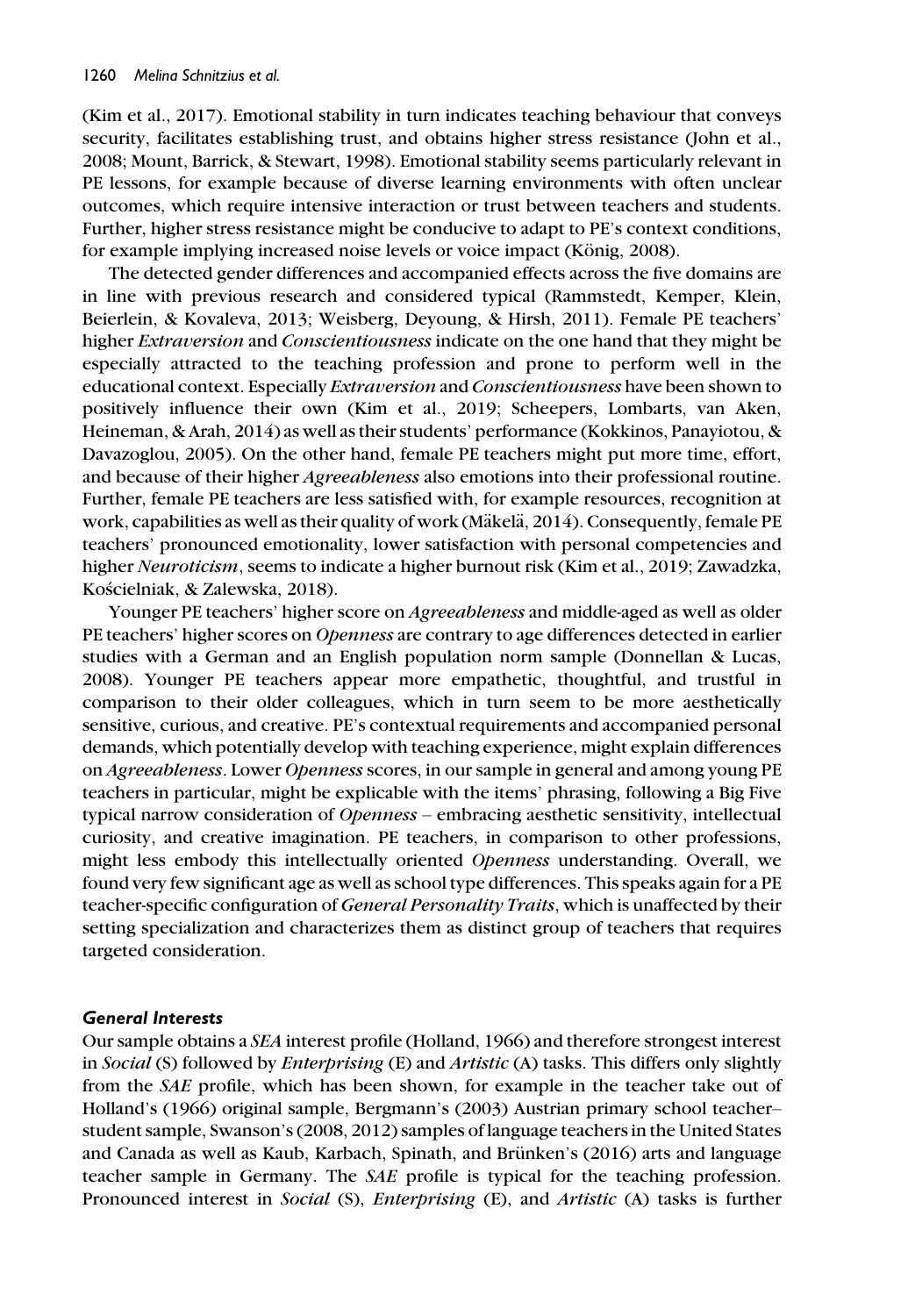(Kim et al., 2017). Emotional stability in turn indicates teaching behaviour that conveys security, facilitates establishing trust, and obtains higher stress resistance (John et al., 2008; Mount, Barrick, & Stewart, 1998). Emotional stability seems particularly relevant in PE lessons, for example because of diverse learning environments with often unclear outcomes, which require intensive interaction or trust between teachers and students. Further, higher stress resistance might be conducive to adapt to PE's context conditions, for example implying increased noise levels or voice impact (König, 2008).

The detected gender differences and accompanied effects across the five domains are in line with previous research and considered typical (Rammstedt, Kemper, Klein, Beierlein, & Kovaleva, 2013; Weisberg, Deyoung, & Hirsh, 2011). Female PE teachers' higher *Extraversion* and *Conscientiousness* indicate on the one hand that they might be especially attracted to the teaching profession and prone to perform well in the educational context. Especially *Extraversion* and *Conscientiousness* have been shown to positively influence their own (Kim et al., 2019; Scheepers, Lombarts, van Aken, Heineman, & Arah, 2014) as well as their students' performance (Kokkinos, Panayiotou, & Davazoglou, 2005). On the other hand, female PE teachers might put more time, effort, and because of their higher *Agreeableness* also emotions into their professional routine. Further, female PE teachers are less satisfied with, for example resources, recognition at work, capabilities as well as their quality of work (Mäkelä, 2014). Consequently, female PE teachers' pronounced emotionality, lower satisfaction with personal competencies and higher *Neuroticism*, seems to indicate a higher burnout risk (Kim et al., 2019; Zawadzka, Kościelniak, & Zalewska, 2018).

Younger PE teachers' higher score on *Agreeableness* and middle-aged as well as older PE teachers' higher scores on *Openness* are contrary to age differences detected in earlier studies with a German and an English population norm sample (Donnellan & Lucas, 2008). Younger PE teachers appear more empathetic, thoughtful, and trustful in comparison to their older colleagues, which in turn seem to be more aesthetically sensitive, curious, and creative. PE's contextual requirements and accompanied personal demands, which potentially develop with teaching experience, might explain differences on *Agreeableness*. Lower *Openness* scores, in our sample in general and among young PE teachers in particular, might be explicable with the items' phrasing, following a Big Five typical narrow consideration of *Openness* – embracing aesthetic sensitivity, intellectual curiosity, and creative imagination. PE teachers, in comparison to other professions, might less embody this intellectually oriented *Openness* understanding. Overall, we found very few significant age as well as school type differences. This speaks again for a PE teacher-specific configuration of *General Personality Traits*, which is unaffected by their setting specialization and characterizes them as distinct group of teachers that requires targeted consideration.

### *General Interests*

Our sample obtains a *SEA* interest profile (Holland, 1966) and therefore strongest interest in *Social* (S) followed by *Enterprising* (E) and *Artistic* (A) tasks. This differs only slightly from the *SAE* profile, which has been shown, for example in the teacher take out of Holland's (1966) original sample, Bergmann's (2003) Austrian primary school teacher–student sample, Swanson's (2008, 2012) samples of language teachers in the United States and Canada as well as Kaub, Karbach, Spinath, and Brünken's (2016) arts and language teacher sample in Germany. The *SAE* profile is typical for the teaching profession. Pronounced interest in *Social* (S), *Enterprising* (E), and *Artistic* (A) tasks is further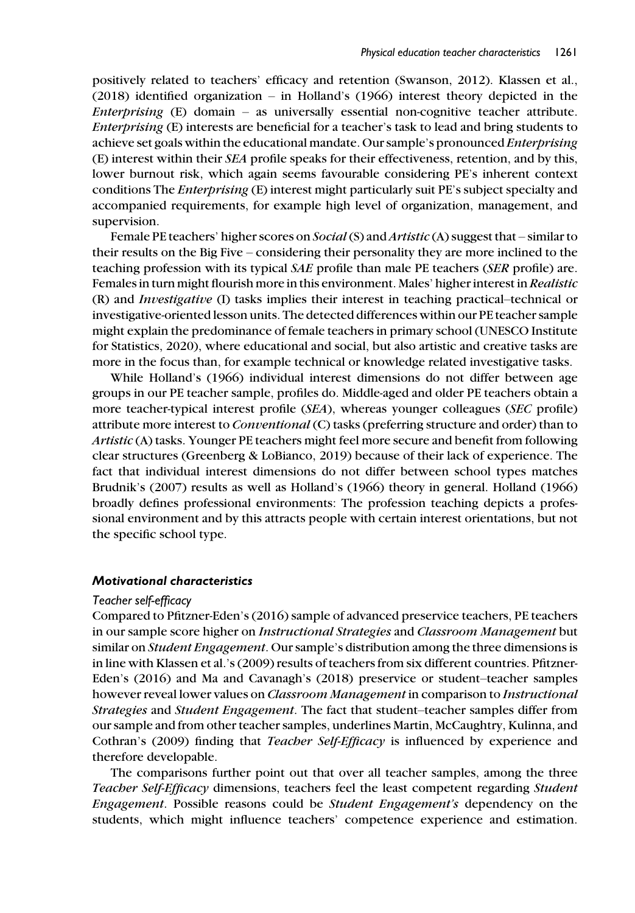positively related to teachers' efficacy and retention (Swanson, 2012). Klassen et al., (2018) identified organization – in Holland's (1966) interest theory depicted in the *Enterprising* (E) domain – as universally essential non-cognitive teacher attribute. *Enterprising* (E) interests are beneficial for a teacher's task to lead and bring students to achieve set goals within the educational mandate. Our sample's pronounced *Enterprising* (E) interest within their *SEA* profile speaks for their effectiveness, retention, and by this, lower burnout risk, which again seems favourable considering PE's inherent context conditions The *Enterprising* (E) interest might particularly suit PE's subject specialty and accompanied requirements, for example high level of organization, management, and supervision.

Female PE teachers' higher scores on *Social* (S) and *Artistic* (A) suggest that – similar to their results on the Big Five – considering their personality they are more inclined to the teaching profession with its typical *SAE* profile than male PE teachers (*SER* profile) are. Females in turn might flourish more in this environment. Males' higher interest in *Realistic* (R) and *Investigative* (I) tasks implies their interest in teaching practical–technical or investigative-oriented lesson units. The detected differences within our PE teacher sample might explain the predominance of female teachers in primary school (UNESCO Institute for Statistics, 2020), where educational and social, but also artistic and creative tasks are more in the focus than, for example technical or knowledge related investigative tasks.

While Holland's (1966) individual interest dimensions do not differ between age groups in our PE teacher sample, profiles do. Middle-aged and older PE teachers obtain a more teacher-typical interest profile (*SEA*), whereas younger colleagues (*SEC* profile) attribute more interest to *Conventional* (C) tasks (preferring structure and order) than to *Artistic* (A) tasks. Younger PE teachers might feel more secure and benefit from following clear structures (Greenberg & LoBianco, 2019) because of their lack of experience. The fact that individual interest dimensions do not differ between school types matches Brudnik's (2007) results as well as Holland's (1966) theory in general. Holland (1966) broadly defines professional environments: The profession teaching depicts a professional environment and by this attracts people with certain interest orientations, but not the specific school type.

### Motivational characteristics

#### Teacher self-efficacy

Compared to Pfitzner-Eden's (2016) sample of advanced preservice teachers, PE teachers in our sample score higher on *Instructional Strategies* and *Classroom Management* but similar on *Student Engagement*. Our sample's distribution among the three dimensions is in line with Klassen et al.'s (2009) results of teachers from six different countries. Pfitzner-Eden's (2016) and Ma and Cavanagh's (2018) preservice or student–teacher samples however reveal lower values on *Classroom Management* in comparison to *Instructional Strategies* and *Student Engagement*. The fact that student–teacher samples differ from our sample and from other teacher samples, underlines Martin, McCaughtry, Kulinna, and Cothran's (2009) finding that *Teacher Self-Efficacy* is influenced by experience and therefore developable.

The comparisons further point out that over all teacher samples, among the three *Teacher Self-Efficacy* dimensions, teachers feel the least competent regarding *Student Engagement*. Possible reasons could be *Student Engagement's* dependency on the students, which might influence teachers' competence experience and estimation.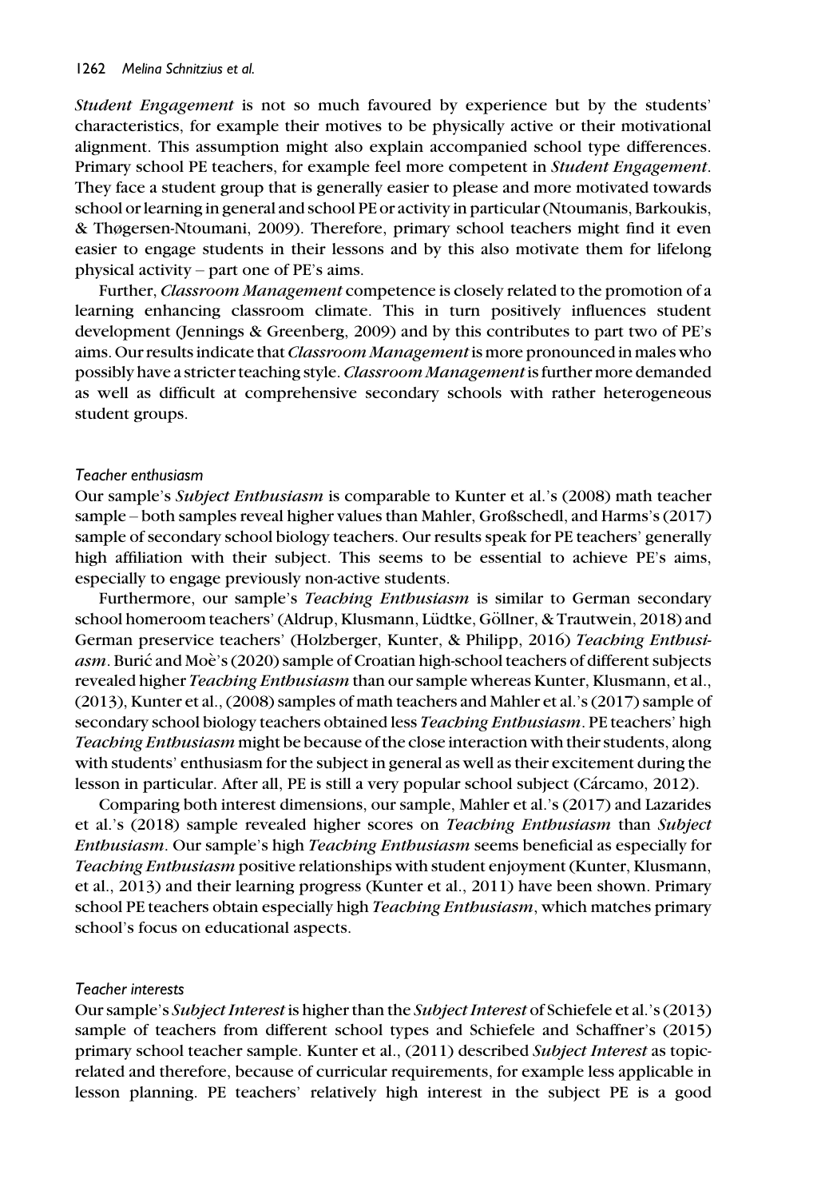*Student Engagement* is not so much favoured by experience but by the students' characteristics, for example their motives to be physically active or their motivational alignment. This assumption might also explain accompanied school type differences. Primary school PE teachers, for example feel more competent in *Student Engagement*. They face a student group that is generally easier to please and more motivated towards school or learning in general and school PE or activity in particular (Ntoumanis, Barkoukis, & Thøgersen-Ntoumani, 2009). Therefore, primary school teachers might find it even easier to engage students in their lessons and by this also motivate them for lifelong physical activity – part one of PE's aims.

Further, *Classroom Management* competence is closely related to the promotion of a learning enhancing classroom climate. This in turn positively influences student development (Jennings & Greenberg, 2009) and by this contributes to part two of PE's aims. Our results indicate that *Classroom Management* is more pronounced in males who possibly have a stricter teaching style. *Classroom Management* is further more demanded as well as difficult at comprehensive secondary schools with rather heterogeneous student groups.

#### *Teacher enthusiasm*

Our sample's *Subject Enthusiasm* is comparable to Kunter et al.'s (2008) math teacher sample – both samples reveal higher values than Mahler, Großschedl, and Harms's (2017) sample of secondary school biology teachers. Our results speak for PE teachers' generally high affiliation with their subject. This seems to be essential to achieve PE's aims, especially to engage previously non-active students.

Furthermore, our sample's *Teaching Enthusiasm* is similar to German secondary school homeroom teachers' (Aldrup, Klusmann, Lüdtke, Göllner, & Trautwein, 2018) and German preservice teachers' (Holzberger, Kunter, & Philipp, 2016) *Teaching Enthusiasm*. Burić and Moè's (2020) sample of Croatian high-school teachers of different subjects revealed higher *Teaching Enthusiasm* than our sample whereas Kunter, Klusmann, et al., (2013), Kunter et al., (2008) samples of math teachers and Mahler et al.'s (2017) sample of secondary school biology teachers obtained less *Teaching Enthusiasm*. PE teachers' high *Teaching Enthusiasm* might be because of the close interaction with their students, along with students' enthusiasm for the subject in general as well as their excitement during the lesson in particular. After all, PE is still a very popular school subject (Cárcamo, 2012).

Comparing both interest dimensions, our sample, Mahler et al.'s (2017) and Lazarides et al.'s (2018) sample revealed higher scores on *Teaching Enthusiasm* than *Subject Enthusiasm*. Our sample's high *Teaching Enthusiasm* seems beneficial as especially for *Teaching Enthusiasm* positive relationships with student enjoyment (Kunter, Klusmann, et al., 2013) and their learning progress (Kunter et al., 2011) have been shown. Primary school PE teachers obtain especially high *Teaching Enthusiasm*, which matches primary school's focus on educational aspects.

#### *Teacher interests*

Our sample's *Subject Interest* is higher than the *Subject Interest* of Schiefele et al.'s (2013) sample of teachers from different school types and Schiefele and Schaffner's (2015) primary school teacher sample. Kunter et al., (2011) described *Subject Interest* as topic-related and therefore, because of curricular requirements, for example less applicable in lesson planning. PE teachers' relatively high interest in the subject PE is a good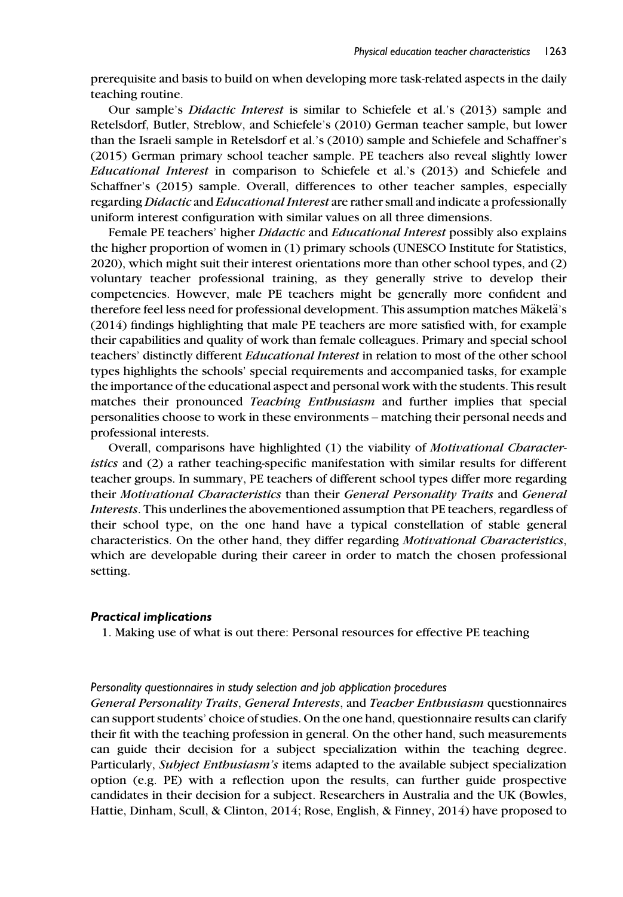prerequisite and basis to build on when developing more task-related aspects in the daily teaching routine.

Our sample's *Didactic Interest* is similar to Schiefele et al.'s (2013) sample and Retelsdorf, Butler, Streblow, and Schiefele's (2010) German teacher sample, but lower than the Israeli sample in Retelsdorf et al.'s (2010) sample and Schiefele and Schaffner's (2015) German primary school teacher sample. PE teachers also reveal slightly lower *Educational Interest* in comparison to Schiefele et al.'s (2013) and Schiefele and Schaffner's (2015) sample. Overall, differences to other teacher samples, especially regarding *Didactic* and *Educational Interest* are rather small and indicate a professionally uniform interest configuration with similar values on all three dimensions.

Female PE teachers' higher *Didactic* and *Educational Interest* possibly also explains the higher proportion of women in (1) primary schools (UNESCO Institute for Statistics, 2020), which might suit their interest orientations more than other school types, and (2) voluntary teacher professional training, as they generally strive to develop their competencies. However, male PE teachers might be generally more confident and therefore feel less need for professional development. This assumption matches Mäkelä's (2014) findings highlighting that male PE teachers are more satisfied with, for example their capabilities and quality of work than female colleagues. Primary and special school teachers' distinctly different *Educational Interest* in relation to most of the other school types highlights the schools' special requirements and accompanied tasks, for example the importance of the educational aspect and personal work with the students. This result matches their pronounced *Teaching Enthusiasm* and further implies that special personalities choose to work in these environments – matching their personal needs and professional interests.

Overall, comparisons have highlighted (1) the viability of *Motivational Characteristics* and (2) a rather teaching-specific manifestation with similar results for different teacher groups. In summary, PE teachers of different school types differ more regarding their *Motivational Characteristics* than their *General Personality Traits* and *General Interests*. This underlines the abovementioned assumption that PE teachers, regardless of their school type, on the one hand have a typical constellation of stable general characteristics. On the other hand, they differ regarding *Motivational Characteristics*, which are developable during their career in order to match the chosen professional setting.

### Practical implications

1. Making use of what is out there: Personal resources for effective PE teaching

#### Personality questionnaires in study selection and job application procedures

*General Personality Traits*, *General Interests*, and *Teacher Enthusiasm* questionnaires can support students' choice of studies. On the one hand, questionnaire results can clarify their fit with the teaching profession in general. On the other hand, such measurements can guide their decision for a subject specialization within the teaching degree. Particularly, *Subject Enthusiasm's* items adapted to the available subject specialization option (e.g. PE) with a reflection upon the results, can further guide prospective candidates in their decision for a subject. Researchers in Australia and the UK (Bowles, Hattie, Dinham, Scull, & Clinton, 2014; Rose, English, & Finney, 2014) have proposed to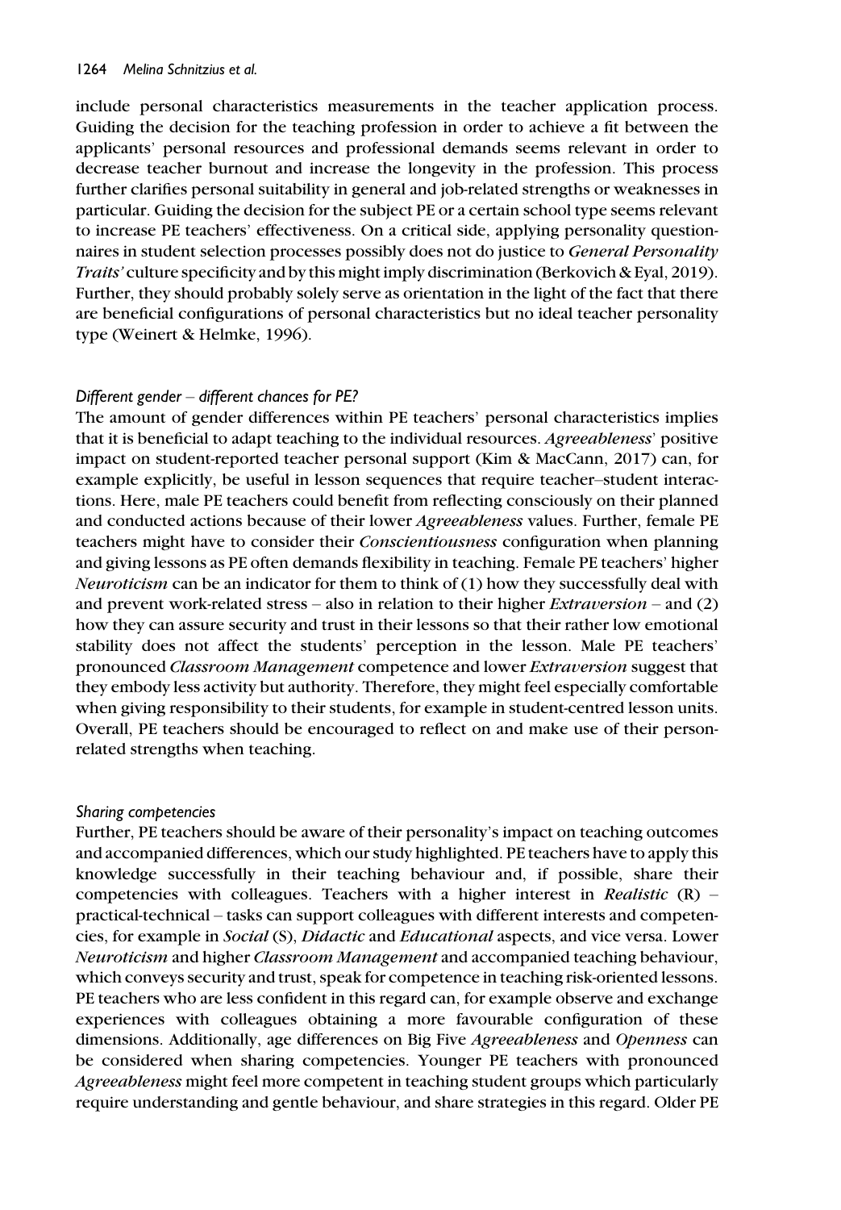include personal characteristics measurements in the teacher application process. Guiding the decision for the teaching profession in order to achieve a fit between the applicants' personal resources and professional demands seems relevant in order to decrease teacher burnout and increase the longevity in the profession. This process further clarifies personal suitability in general and job-related strengths or weaknesses in particular. Guiding the decision for the subject PE or a certain school type seems relevant to increase PE teachers' effectiveness. On a critical side, applying personality questionnaires in student selection processes possibly does not do justice to *General Personality Traits'* culture specificity and by this might imply discrimination (Berkovich & Eyal, 2019). Further, they should probably solely serve as orientation in the light of the fact that there are beneficial configurations of personal characteristics but no ideal teacher personality type (Weinert & Helmke, 1996).

### *Different gender – different chances for PE?*

The amount of gender differences within PE teachers' personal characteristics implies that it is beneficial to adapt teaching to the individual resources. *Agreeableness*' positive impact on student-reported teacher personal support (Kim & MacCann, 2017) can, for example explicitly, be useful in lesson sequences that require teacher–student interactions. Here, male PE teachers could benefit from reflecting consciously on their planned and conducted actions because of their lower *Agreeableness* values. Further, female PE teachers might have to consider their *Conscientiousness* configuration when planning and giving lessons as PE often demands flexibility in teaching. Female PE teachers' higher *Neuroticism* can be an indicator for them to think of (1) how they successfully deal with and prevent work-related stress – also in relation to their higher *Extraversion* – and (2) how they can assure security and trust in their lessons so that their rather low emotional stability does not affect the students' perception in the lesson. Male PE teachers' pronounced *Classroom Management* competence and lower *Extraversion* suggest that they embody less activity but authority. Therefore, they might feel especially comfortable when giving responsibility to their students, for example in student-centred lesson units. Overall, PE teachers should be encouraged to reflect on and make use of their person-related strengths when teaching.

### *Sharing competencies*

Further, PE teachers should be aware of their personality's impact on teaching outcomes and accompanied differences, which our study highlighted. PE teachers have to apply this knowledge successfully in their teaching behaviour and, if possible, share their competencies with colleagues. Teachers with a higher interest in *Realistic* (R) – practical-technical – tasks can support colleagues with different interests and competencies, for example in *Social* (S), *Didactic* and *Educational* aspects, and vice versa. Lower *Neuroticism* and higher *Classroom Management* and accompanied teaching behaviour, which conveys security and trust, speak for competence in teaching risk-oriented lessons. PE teachers who are less confident in this regard can, for example observe and exchange experiences with colleagues obtaining a more favourable configuration of these dimensions. Additionally, age differences on Big Five *Agreeableness* and *Openness* can be considered when sharing competencies. Younger PE teachers with pronounced *Agreeableness* might feel more competent in teaching student groups which particularly require understanding and gentle behaviour, and share strategies in this regard. Older PE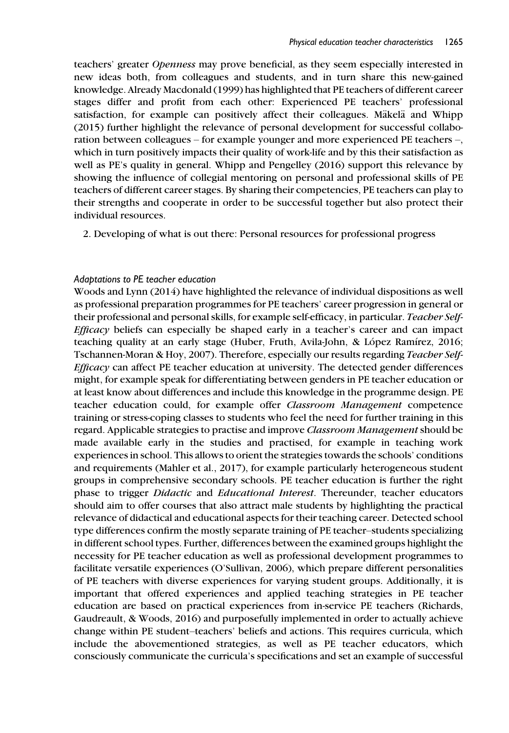teachers' greater *Openness* may prove beneficial, as they seem especially interested in new ideas both, from colleagues and students, and in turn share this new-gained knowledge. Already Macdonald (1999) has highlighted that PE teachers of different career stages differ and profit from each other: Experienced PE teachers' professional satisfaction, for example can positively affect their colleagues. Mäkelä and Whipp (2015) further highlight the relevance of personal development for successful collaboration between colleagues – for example younger and more experienced PE teachers –, which in turn positively impacts their quality of work-life and by this their satisfaction as well as PE's quality in general. Whipp and Pengelley (2016) support this relevance by showing the influence of collegial mentoring on personal and professional skills of PE teachers of different career stages. By sharing their competencies, PE teachers can play to their strengths and cooperate in order to be successful together but also protect their individual resources.

2. Developing of what is out there: Personal resources for professional progress

### *Adaptations to PE teacher education*

Woods and Lynn (2014) have highlighted the relevance of individual dispositions as well as professional preparation programmes for PE teachers' career progression in general or their professional and personal skills, for example self-efficacy, in particular. *Teacher Self-Efficacy* beliefs can especially be shaped early in a teacher's career and can impact teaching quality at an early stage (Huber, Fruth, Avila-John, & López Ramírez, 2016; Tschannen-Moran & Hoy, 2007). Therefore, especially our results regarding *Teacher Self-Efficacy* can affect PE teacher education at university. The detected gender differences might, for example speak for differentiating between genders in PE teacher education or at least know about differences and include this knowledge in the programme design. PE teacher education could, for example offer *Classroom Management* competence training or stress-coping classes to students who feel the need for further training in this regard. Applicable strategies to practise and improve *Classroom Management* should be made available early in the studies and practised, for example in teaching work experiences in school. This allows to orient the strategies towards the schools' conditions and requirements (Mahler et al., 2017), for example particularly heterogeneous student groups in comprehensive secondary schools. PE teacher education is further the right phase to trigger *Didactic* and *Educational Interest*. Thereunder, teacher educators should aim to offer courses that also attract male students by highlighting the practical relevance of didactical and educational aspects for their teaching career. Detected school type differences confirm the mostly separate training of PE teacher–students specializing in different school types. Further, differences between the examined groups highlight the necessity for PE teacher education as well as professional development programmes to facilitate versatile experiences (O'Sullivan, 2006), which prepare different personalities of PE teachers with diverse experiences for varying student groups. Additionally, it is important that offered experiences and applied teaching strategies in PE teacher education are based on practical experiences from in-service PE teachers (Richards, Gaudreault, & Woods, 2016) and purposefully implemented in order to actually achieve change within PE student–teachers' beliefs and actions. This requires curricula, which include the abovementioned strategies, as well as PE teacher educators, which consciously communicate the curricula's specifications and set an example of successful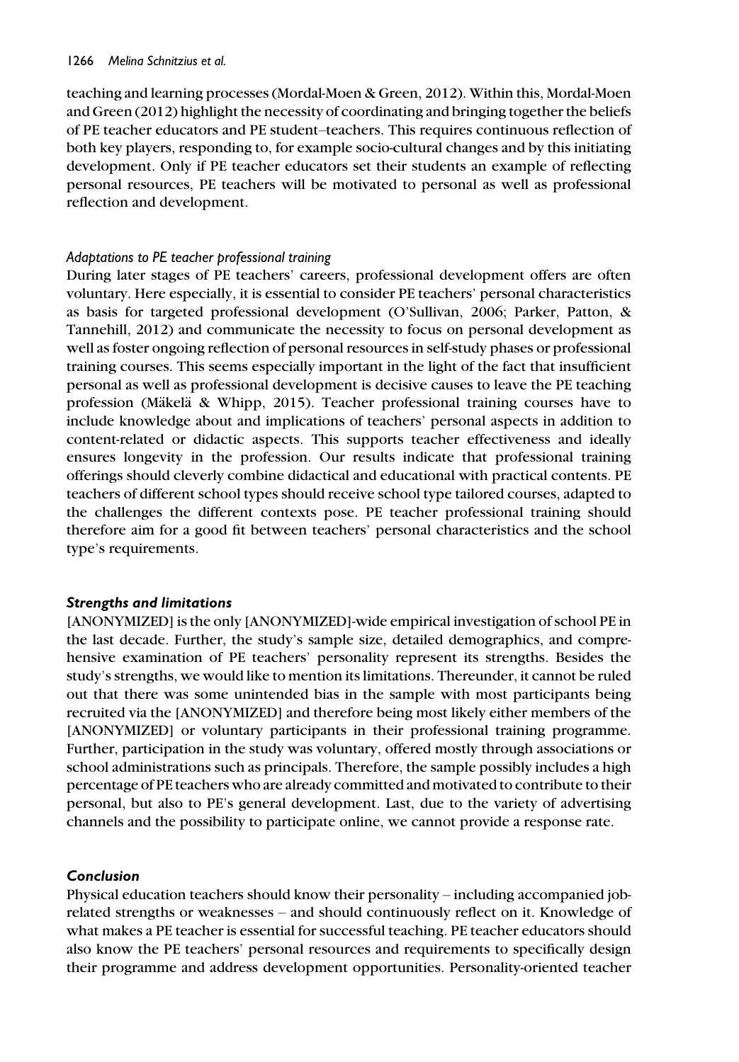teaching and learning processes (Mordal-Moen & Green, 2012). Within this, Mordal-Moen and Green (2012) highlight the necessity of coordinating and bringing together the beliefs of PE teacher educators and PE student–teachers. This requires continuous reflection of both key players, responding to, for example socio-cultural changes and by this initiating development. Only if PE teacher educators set their students an example of reflecting personal resources, PE teachers will be motivated to personal as well as professional reflection and development.

### *Adaptations to PE teacher professional training*

During later stages of PE teachers' careers, professional development offers are often voluntary. Here especially, it is essential to consider PE teachers' personal characteristics as basis for targeted professional development (O'Sullivan, 2006; Parker, Patton, & Tannehill, 2012) and communicate the necessity to focus on personal development as well as foster ongoing reflection of personal resources in self-study phases or professional training courses. This seems especially important in the light of the fact that insufficient personal as well as professional development is decisive causes to leave the PE teaching profession (Mäkelä & Whipp, 2015). Teacher professional training courses have to include knowledge about and implications of teachers' personal aspects in addition to content-related or didactic aspects. This supports teacher effectiveness and ideally ensures longevity in the profession. Our results indicate that professional training offerings should cleverly combine didactical and educational with practical contents. PE teachers of different school types should receive school type tailored courses, adapted to the challenges the different contexts pose. PE teacher professional training should therefore aim for a good fit between teachers' personal characteristics and the school type's requirements.

## ***Strengths and limitations***

[ANONYMIZED] is the only [ANONYMIZED]-wide empirical investigation of school PE in the last decade. Further, the study's sample size, detailed demographics, and comprehensive examination of PE teachers' personality represent its strengths. Besides the study's strengths, we would like to mention its limitations. Thereunder, it cannot be ruled out that there was some unintended bias in the sample with most participants being recruited via the [ANONYMIZED] and therefore being most likely either members of the [ANONYMIZED] or voluntary participants in their professional training programme. Further, participation in the study was voluntary, offered mostly through associations or school administrations such as principals. Therefore, the sample possibly includes a high percentage of PE teachers who are already committed and motivated to contribute to their personal, but also to PE's general development. Last, due to the variety of advertising channels and the possibility to participate online, we cannot provide a response rate.

## ***Conclusion***

Physical education teachers should know their personality – including accompanied job-related strengths or weaknesses – and should continuously reflect on it. Knowledge of what makes a PE teacher is essential for successful teaching. PE teacher educators should also know the PE teachers' personal resources and requirements to specifically design their programme and address development opportunities. Personality-oriented teacher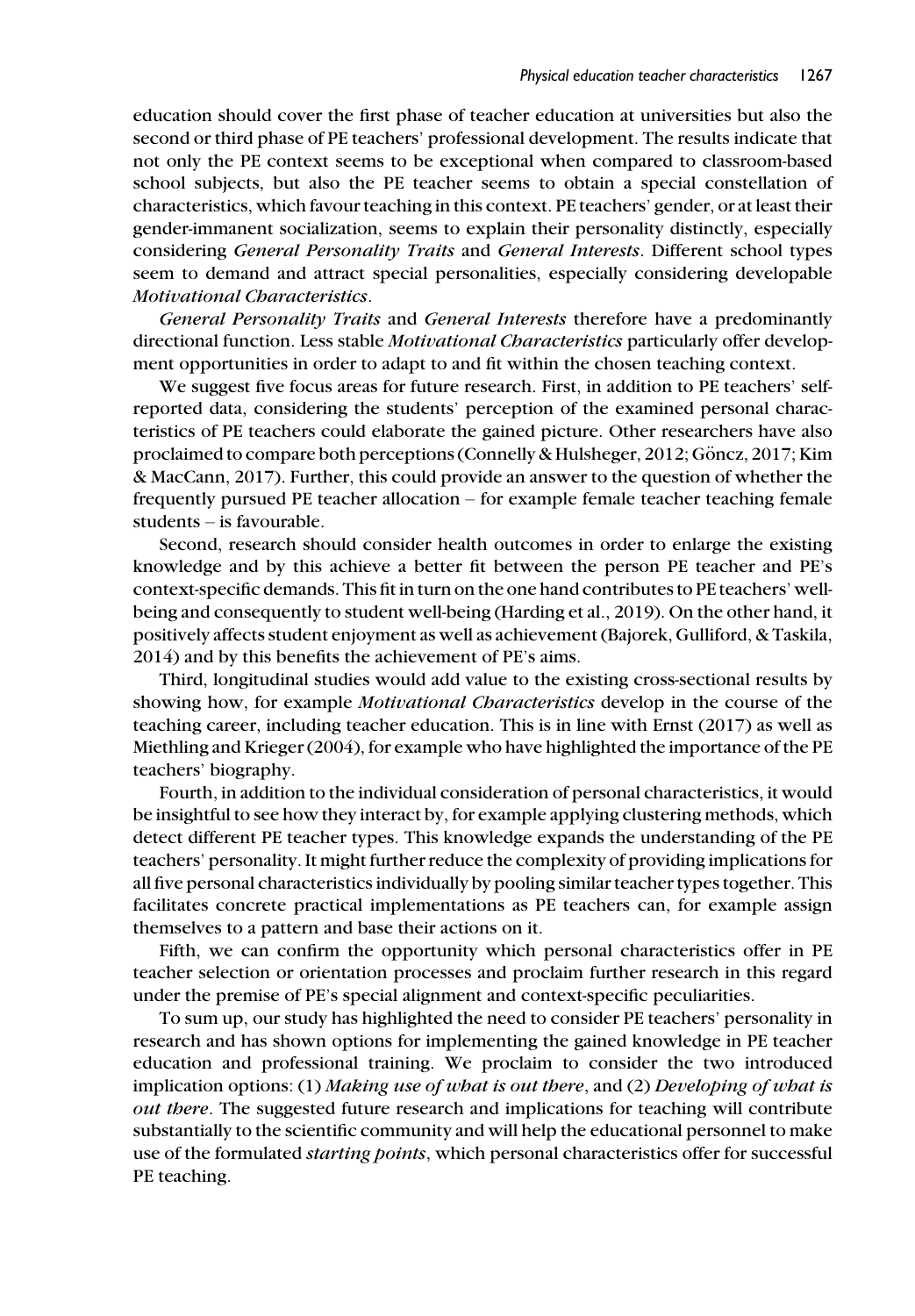education should cover the first phase of teacher education at universities but also the second or third phase of PE teachers' professional development. The results indicate that not only the PE context seems to be exceptional when compared to classroom-based school subjects, but also the PE teacher seems to obtain a special constellation of characteristics, which favour teaching in this context. PE teachers' gender, or at least their gender-immanent socialization, seems to explain their personality distinctly, especially considering *General Personality Traits* and *General Interests*. Different school types seem to demand and attract special personalities, especially considering developable *Motivational Characteristics*.

*General Personality Traits* and *General Interests* therefore have a predominantly directional function. Less stable *Motivational Characteristics* particularly offer development opportunities in order to adapt to and fit within the chosen teaching context.

We suggest five focus areas for future research. First, in addition to PE teachers' self-reported data, considering the students' perception of the examined personal characteristics of PE teachers could elaborate the gained picture. Other researchers have also proclaimed to compare both perceptions (Connelly & Hulsheger, 2012; Göncz, 2017; Kim & MacCann, 2017). Further, this could provide an answer to the question of whether the frequently pursued PE teacher allocation – for example female teacher teaching female students – is favourable.

Second, research should consider health outcomes in order to enlarge the existing knowledge and by this achieve a better fit between the person PE teacher and PE's context-specific demands. This fit in turn on the one hand contributes to PE teachers' well-being and consequently to student well-being (Harding et al., 2019). On the other hand, it positively affects student enjoyment as well as achievement (Bajorek, Gulliford, & Taskila, 2014) and by this benefits the achievement of PE's aims.

Third, longitudinal studies would add value to the existing cross-sectional results by showing how, for example *Motivational Characteristics* develop in the course of the teaching career, including teacher education. This is in line with Ernst (2017) as well as Miethling and Krieger (2004), for example who have highlighted the importance of the PE teachers' biography.

Fourth, in addition to the individual consideration of personal characteristics, it would be insightful to see how they interact by, for example applying clustering methods, which detect different PE teacher types. This knowledge expands the understanding of the PE teachers' personality. It might further reduce the complexity of providing implications for all five personal characteristics individually by pooling similar teacher types together. This facilitates concrete practical implementations as PE teachers can, for example assign themselves to a pattern and base their actions on it.

Fifth, we can confirm the opportunity which personal characteristics offer in PE teacher selection or orientation processes and proclaim further research in this regard under the premise of PE's special alignment and context-specific peculiarities.

To sum up, our study has highlighted the need to consider PE teachers' personality in research and has shown options for implementing the gained knowledge in PE teacher education and professional training. We proclaim to consider the two introduced implication options: (1) *Making use of what is out there*, and (2) *Developing of what is out there*. The suggested future research and implications for teaching will contribute substantially to the scientific community and will help the educational personnel to make use of the formulated *starting points*, which personal characteristics offer for successful PE teaching.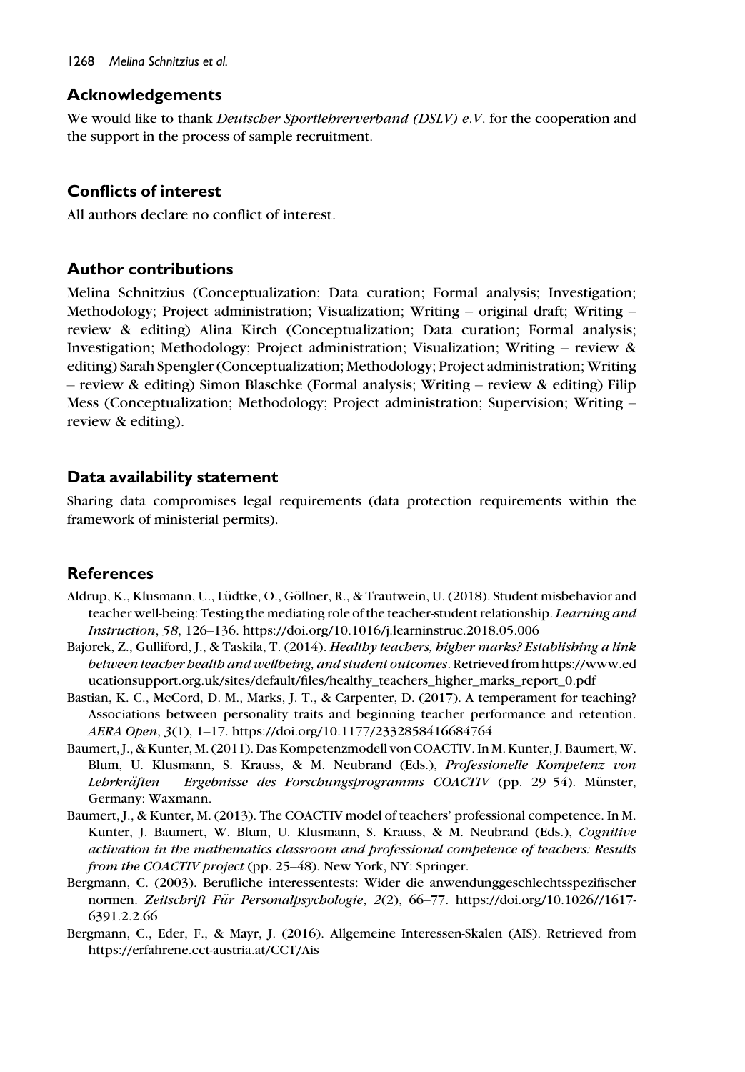## Acknowledgements

We would like to thank *Deutscher Sportlehrerverband (DSLV) e.V.* for the cooperation and the support in the process of sample recruitment.

## Conflicts of interest

All authors declare no conflict of interest.

## Author contributions

Melina Schnitzius (Conceptualization; Data curation; Formal analysis; Investigation; Methodology; Project administration; Visualization; Writing – original draft; Writing – review & editing) Alina Kirch (Conceptualization; Data curation; Formal analysis; Investigation; Methodology; Project administration; Visualization; Writing – review & editing) Sarah Spengler (Conceptualization; Methodology; Project administration; Writing – review & editing) Simon Blaschke (Formal analysis; Writing – review & editing) Filip Mess (Conceptualization; Methodology; Project administration; Supervision; Writing – review & editing).

## Data availability statement

Sharing data compromises legal requirements (data protection requirements within the framework of ministerial permits).

## References

Aldrup, K., Klusmann, U., Lüdtke, O., Göllner, R., & Trautwein, U. (2018). Student misbehavior and teacher well-being: Testing the mediating role of the teacher-student relationship. *Learning and Instruction*, *58*, 126–136. https://doi.org/10.1016/j.learninstruc.2018.05.006

Bajorek, Z., Gulliford, J., & Taskila, T. (2014). *Healthy teachers, higher marks? Establishing a link between teacher health and wellbeing, and student outcomes*. Retrieved from https://www.educationsupport.org.uk/sites/default/files/healthy_teachers_higher_marks_report_0.pdf

Bastian, K. C., McCord, D. M., Marks, J. T., & Carpenter, D. (2017). A temperament for teaching? Associations between personality traits and beginning teacher performance and retention. *AERA Open*, *3*(1), 1–17. https://doi.org/10.1177/2332858416684764

Baumert, J., & Kunter, M. (2011). Das Kompetenzmodell von COACTIV. In M. Kunter, J. Baumert, W. Blum, U. Klusmann, S. Krauss, & M. Neubrand (Eds.), *Professionelle Kompetenz von Lehrkräften – Ergebnisse des Forschungsprogramms COACTIV* (pp. 29–54). Münster, Germany: Waxmann.

Baumert, J., & Kunter, M. (2013). The COACTIV model of teachers' professional competence. In M. Kunter, J. Baumert, W. Blum, U. Klusmann, S. Krauss, & M. Neubrand (Eds.), *Cognitive activation in the mathematics classroom and professional competence of teachers: Results from the COACTIV project* (pp. 25–48). New York, NY: Springer.

Bergmann, C. (2003). Berufliche interessentests: Wider die anwendunggeschlechtsspezifischer normen. *Zeitschrift Für Personalpsychologie*, *2*(2), 66–77. https://doi.org/10.1026//1617-6391.2.2.66

Bergmann, C., Eder, F., & Mayr, J. (2016). Allgemeine Interessen-Skalen (AIS). Retrieved from https://erfahrene.cct-austria.at/CCT/Ais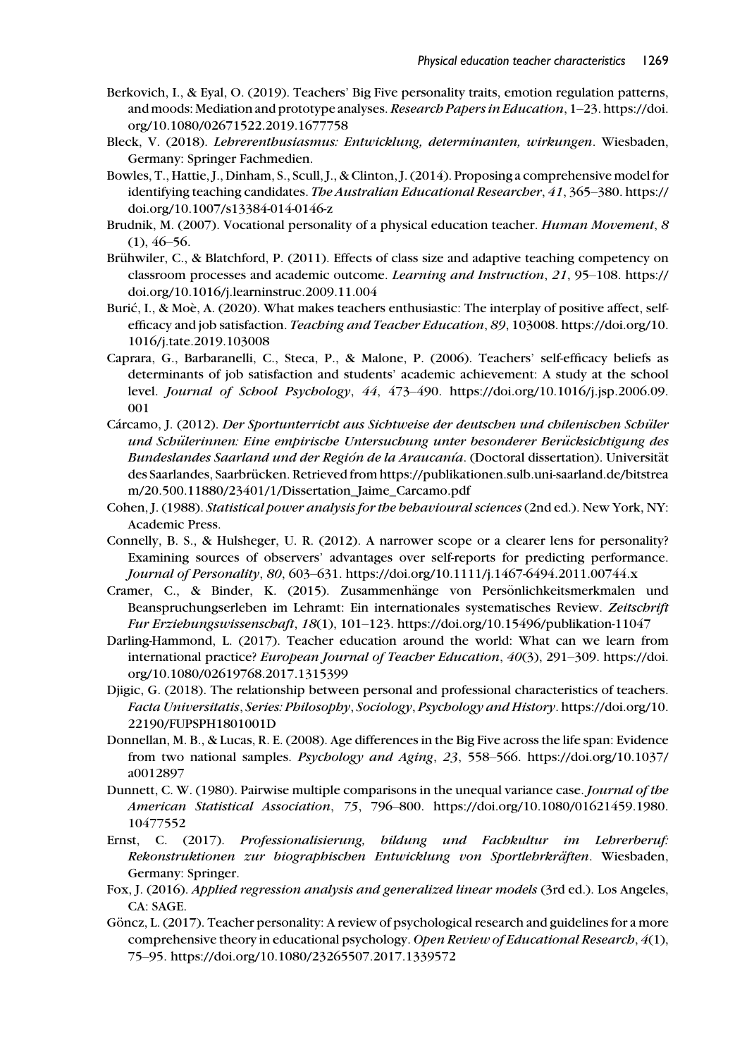Berkovich, I., & Eyal, O. (2019). Teachers' Big Five personality traits, emotion regulation patterns, and moods: Mediation and prototype analyses. *Research Papers in Education*, 1–23. https://doi.org/10.1080/02671522.2019.1677758

Bleck, V. (2018). *Lehrerenthusiasmus: Entwicklung, determinanten, wirkungen*. Wiesbaden, Germany: Springer Fachmedien.

Bowles, T., Hattie, J., Dinham, S., Scull, J., & Clinton, J. (2014). Proposing a comprehensive model for identifying teaching candidates. *The Australian Educational Researcher*, *41*, 365–380. https://doi.org/10.1007/s13384-014-0146-z

Brudnik, M. (2007). Vocational personality of a physical education teacher. *Human Movement*, *8* (1), 46–56.

Brühwiler, C., & Blatchford, P. (2011). Effects of class size and adaptive teaching competency on classroom processes and academic outcome. *Learning and Instruction*, *21*, 95–108. https://doi.org/10.1016/j.learninstruc.2009.11.004

Burić, I., & Moè, A. (2020). What makes teachers enthusiastic: The interplay of positive affect, self-efficacy and job satisfaction. *Teaching and Teacher Education*, *89*, 103008. https://doi.org/10.1016/j.tate.2019.103008

Caprara, G., Barbaranelli, C., Steca, P., & Malone, P. (2006). Teachers' self-efficacy beliefs as determinants of job satisfaction and students' academic achievement: A study at the school level. *Journal of School Psychology*, *44*, 473–490. https://doi.org/10.1016/j.jsp.2006.09.001

Cárcamo, J. (2012). *Der Sportunterricht aus Sichtweise der deutschen und chilenischen Schüler und Schülerinnen: Eine empirische Untersuchung unter besonderer Berücksichtigung des Bundeslandes Saarland und der Región de la Araucanía*. (Doctoral dissertation). Universität des Saarlandes, Saarbrücken. Retrieved from https://publikationen.sulb.uni-saarland.de/bitstream/20.500.11880/23401/1/Dissertation_Jaime_Carcamo.pdf

Cohen, J. (1988). *Statistical power analysis for the behavioural sciences* (2nd ed.). New York, NY: Academic Press.

Connelly, B. S., & Hulsheger, U. R. (2012). A narrower scope or a clearer lens for personality? Examining sources of observers' advantages over self-reports for predicting performance. *Journal of Personality*, *80*, 603–631. https://doi.org/10.1111/j.1467-6494.2011.00744.x

Cramer, C., & Binder, K. (2015). Zusammenhänge von Persönlichkeitsmerkmalen und Beanspruchungserleben im Lehramt: Ein internationales systematisches Review. *Zeitschrift Fur Erziehungswissenschaft*, *18*(1), 101–123. https://doi.org/10.15496/publikation-11047

Darling-Hammond, L. (2017). Teacher education around the world: What can we learn from international practice? *European Journal of Teacher Education*, *40*(3), 291–309. https://doi.org/10.1080/02619768.2017.1315399

Djigic, G. (2018). The relationship between personal and professional characteristics of teachers. *Facta Universitatis, Series: Philosophy, Sociology, Psychology and History*. https://doi.org/10.22190/FUPSPH1801001D

Donnellan, M. B., & Lucas, R. E. (2008). Age differences in the Big Five across the life span: Evidence from two national samples. *Psychology and Aging*, *23*, 558–566. https://doi.org/10.1037/a0012897

Dunnett, C. W. (1980). Pairwise multiple comparisons in the unequal variance case. *Journal of the American Statistical Association*, *75*, 796–800. https://doi.org/10.1080/01621459.1980.10477552

Ernst, C. (2017). *Professionalisierung, bildung und Fachkultur im Lehrerberuf: Rekonstruktionen zur biographischen Entwicklung von Sportlehrkräften*. Wiesbaden, Germany: Springer.

Fox, J. (2016). *Applied regression analysis and generalized linear models* (3rd ed.). Los Angeles, CA: SAGE.

Göncz, L. (2017). Teacher personality: A review of psychological research and guidelines for a more comprehensive theory in educational psychology. *Open Review of Educational Research*, *4*(1), 75–95. https://doi.org/10.1080/23265507.2017.1339572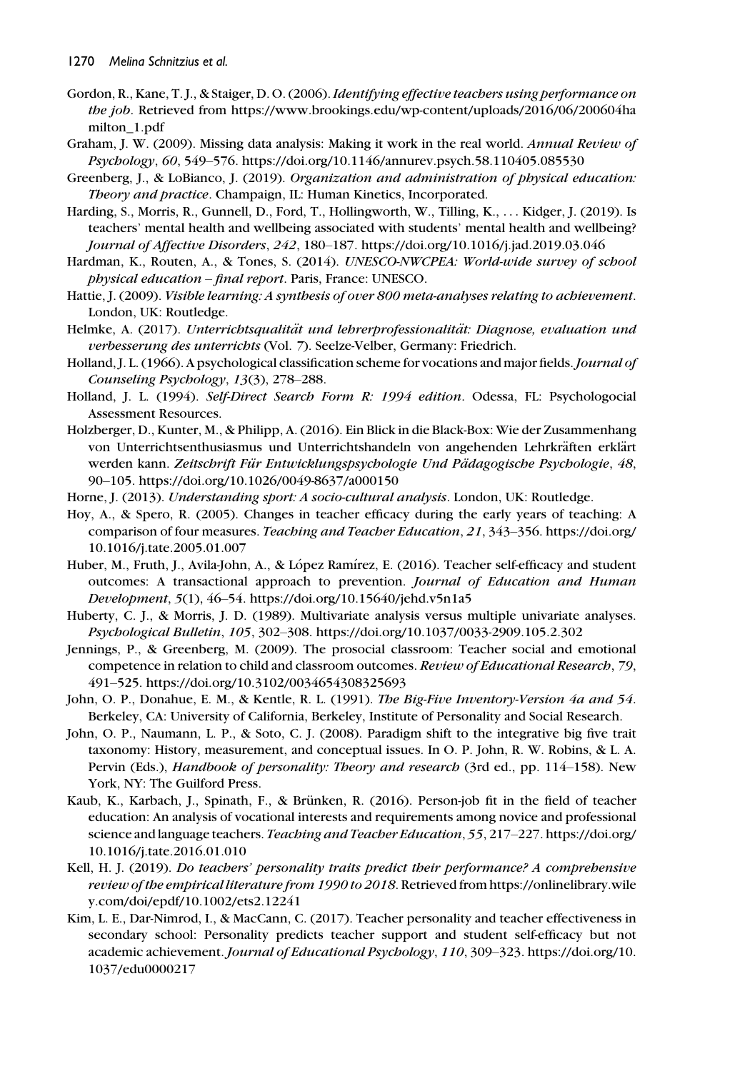Gordon, R., Kane, T. J., & Staiger, D. O. (2006). *Identifying effective teachers using performance on the job*. Retrieved from https://www.brookings.edu/wp-content/uploads/2016/06/200604hamilton_1.pdf

Graham, J. W. (2009). Missing data analysis: Making it work in the real world. *Annual Review of Psychology*, *60*, 549–576. https://doi.org/10.1146/annurev.psych.58.110405.085530

Greenberg, J., & LoBianco, J. (2019). *Organization and administration of physical education: Theory and practice*. Champaign, IL: Human Kinetics, Incorporated.

Harding, S., Morris, R., Gunnell, D., Ford, T., Hollingworth, W., Tilling, K., . . . Kidger, J. (2019). Is teachers' mental health and wellbeing associated with students' mental health and wellbeing? *Journal of Affective Disorders*, *242*, 180–187. https://doi.org/10.1016/j.jad.2019.03.046

Hardman, K., Routen, A., & Tones, S. (2014). *UNESCO-NWCPEA: World-wide survey of school physical education – final report*. Paris, France: UNESCO.

Hattie, J. (2009). *Visible learning: A synthesis of over 800 meta-analyses relating to achievement*. London, UK: Routledge.

Helmke, A. (2017). *Unterrichtsqualität und lehrerprofessionalität: Diagnose, evaluation und verbesserung des unterrichts* (Vol. 7). Seelze-Velber, Germany: Friedrich.

Holland, J. L. (1966). A psychological classification scheme for vocations and major fields. *Journal of Counseling Psychology*, *13*(3), 278–288.

Holland, J. L. (1994). *Self-Direct Search Form R: 1994 edition*. Odessa, FL: Psychologocial Assessment Resources.

Holzberger, D., Kunter, M., & Philipp, A. (2016). Ein Blick in die Black-Box: Wie der Zusammenhang von Unterrichtsenthusiasmus und Unterrichtshandeln von angehenden Lehrkräften erklärt werden kann. *Zeitschrift Für Entwicklungspsychologie Und Pädagogische Psychologie*, *48*, 90–105. https://doi.org/10.1026/0049-8637/a000150

Horne, J. (2013). *Understanding sport: A socio-cultural analysis*. London, UK: Routledge.

Hoy, A., & Spero, R. (2005). Changes in teacher efficacy during the early years of teaching: A comparison of four measures. *Teaching and Teacher Education*, *21*, 343–356. https://doi.org/10.1016/j.tate.2005.01.007

Huber, M., Fruth, J., Avila-John, A., & López Ramírez, E. (2016). Teacher self-efficacy and student outcomes: A transactional approach to prevention. *Journal of Education and Human Development*, *5*(1), 46–54. https://doi.org/10.15640/jehd.v5n1a5

Huberty, C. J., & Morris, J. D. (1989). Multivariate analysis versus multiple univariate analyses. *Psychological Bulletin*, *105*, 302–308. https://doi.org/10.1037/0033-2909.105.2.302

Jennings, P., & Greenberg, M. (2009). The prosocial classroom: Teacher social and emotional competence in relation to child and classroom outcomes. *Review of Educational Research*, *79*, 491–525. https://doi.org/10.3102/0034654308325693

John, O. P., Donahue, E. M., & Kentle, R. L. (1991). *The Big-Five Inventory-Version 4a and 54*. Berkeley, CA: University of California, Berkeley, Institute of Personality and Social Research.

John, O. P., Naumann, L. P., & Soto, C. J. (2008). Paradigm shift to the integrative big five trait taxonomy: History, measurement, and conceptual issues. In O. P. John, R. W. Robins, & L. A. Pervin (Eds.), *Handbook of personality: Theory and research* (3rd ed., pp. 114–158). New York, NY: The Guilford Press.

Kaub, K., Karbach, J., Spinath, F., & Brünken, R. (2016). Person-job fit in the field of teacher education: An analysis of vocational interests and requirements among novice and professional science and language teachers. *Teaching and Teacher Education*, *55*, 217–227. https://doi.org/10.1016/j.tate.2016.01.010

Kell, H. J. (2019). *Do teachers' personality traits predict their performance? A comprehensive review of the empirical literature from 1990 to 2018*. Retrieved from https://onlinelibrary.wiley.com/doi/epdf/10.1002/ets2.12241

Kim, L. E., Dar-Nimrod, I., & MacCann, C. (2017). Teacher personality and teacher effectiveness in secondary school: Personality predicts teacher support and student self-efficacy but not academic achievement. *Journal of Educational Psychology*, *110*, 309–323. https://doi.org/10.1037/edu0000217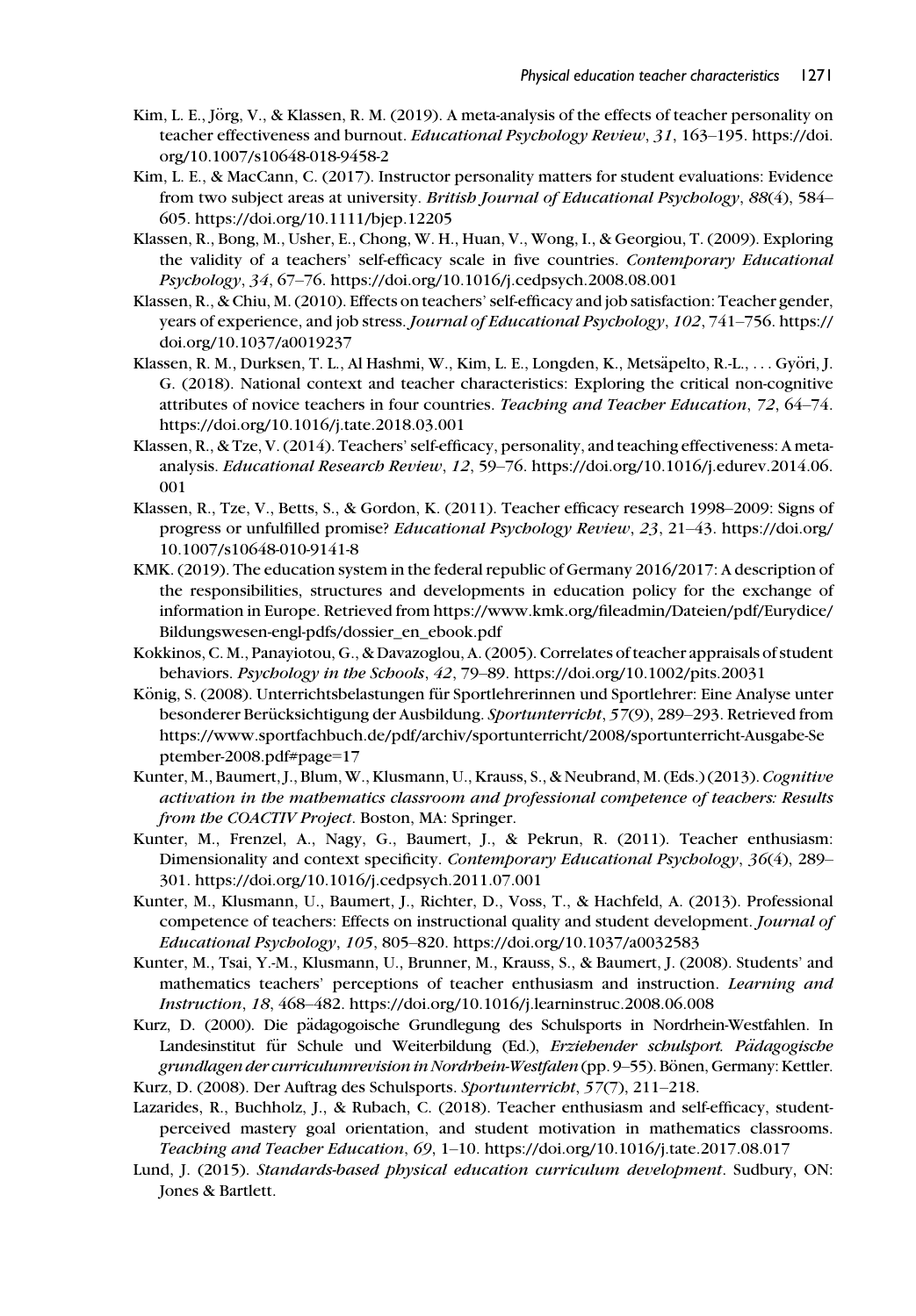Kim, L. E., Jörg, V., & Klassen, R. M. (2019). A meta-analysis of the effects of teacher personality on teacher effectiveness and burnout. *Educational Psychology Review*, *31*, 163–195. https://doi.org/10.1007/s10648-018-9458-2

Kim, L. E., & MacCann, C. (2017). Instructor personality matters for student evaluations: Evidence from two subject areas at university. *British Journal of Educational Psychology*, *88*(4), 584–605. https://doi.org/10.1111/bjep.12205

Klassen, R., Bong, M., Usher, E., Chong, W. H., Huan, V., Wong, I., & Georgiou, T. (2009). Exploring the validity of a teachers' self-efficacy scale in five countries. *Contemporary Educational Psychology*, *34*, 67–76. https://doi.org/10.1016/j.cedpsych.2008.08.001

Klassen, R., & Chiu, M. (2010). Effects on teachers' self-efficacy and job satisfaction: Teacher gender, years of experience, and job stress. *Journal of Educational Psychology*, *102*, 741–756. https://doi.org/10.1037/a0019237

Klassen, R. M., Durksen, T. L., Al Hashmi, W., Kim, L. E., Longden, K., Metsäpelto, R.-L., . . . Györi, J. G. (2018). National context and teacher characteristics: Exploring the critical non-cognitive attributes of novice teachers in four countries. *Teaching and Teacher Education*, *72*, 64–74. https://doi.org/10.1016/j.tate.2018.03.001

Klassen, R., & Tze, V. (2014). Teachers' self-efficacy, personality, and teaching effectiveness: A meta-analysis. *Educational Research Review*, *12*, 59–76. https://doi.org/10.1016/j.edurev.2014.06.001

Klassen, R., Tze, V., Betts, S., & Gordon, K. (2011). Teacher efficacy research 1998–2009: Signs of progress or unfulfilled promise? *Educational Psychology Review*, *23*, 21–43. https://doi.org/10.1007/s10648-010-9141-8

KMK. (2019). The education system in the federal republic of Germany 2016/2017: A description of the responsibilities, structures and developments in education policy for the exchange of information in Europe. Retrieved from https://www.kmk.org/fileadmin/Dateien/pdf/Eurydice/Bildungswesen-engl-pdfs/dossier_en_ebook.pdf

Kokkinos, C. M., Panayiotou, G., & Davazoglou, A. (2005). Correlates of teacher appraisals of student behaviors. *Psychology in the Schools*, *42*, 79–89. https://doi.org/10.1002/pits.20031

König, S. (2008). Unterrichtsbelastungen für Sportlehrerinnen und Sportlehrer: Eine Analyse unter besonderer Berücksichtigung der Ausbildung. *Sportunterricht*, *57*(9), 289–293. Retrieved from https://www.sportfachbuch.de/pdf/archiv/sportunterricht/2008/sportunterricht-Ausgabe-September-2008.pdf#page=17

Kunter, M., Baumert, J., Blum, W., Klusmann, U., Krauss, S., & Neubrand, M. (Eds.) (2013). *Cognitive activation in the mathematics classroom and professional competence of teachers: Results from the COACTIV Project*. Boston, MA: Springer.

Kunter, M., Frenzel, A., Nagy, G., Baumert, J., & Pekrun, R. (2011). Teacher enthusiasm: Dimensionality and context specificity. *Contemporary Educational Psychology*, *36*(4), 289–301. https://doi.org/10.1016/j.cedpsych.2011.07.001

Kunter, M., Klusmann, U., Baumert, J., Richter, D., Voss, T., & Hachfeld, A. (2013). Professional competence of teachers: Effects on instructional quality and student development. *Journal of Educational Psychology*, *105*, 805–820. https://doi.org/10.1037/a0032583

Kunter, M., Tsai, Y.-M., Klusmann, U., Brunner, M., Krauss, S., & Baumert, J. (2008). Students' and mathematics teachers' perceptions of teacher enthusiasm and instruction. *Learning and Instruction*, *18*, 468–482. https://doi.org/10.1016/j.learninstruc.2008.06.008

Kurz, D. (2000). Die pädagogoische Grundlegung des Schulsports in Nordrhein-Westfahlen. In Landesinstitut für Schule und Weiterbildung (Ed.), *Erziehender schulsport. Pädagogische grundlagen der curriculumrevision in Nordrhein-Westfalen* (pp. 9–55). Bönen, Germany: Kettler.

Kurz, D. (2008). Der Auftrag des Schulsports. *Sportunterricht*, *57*(7), 211–218.

Lazarides, R., Buchholz, J., & Rubach, C. (2018). Teacher enthusiasm and self-efficacy, student-perceived mastery goal orientation, and student motivation in mathematics classrooms. *Teaching and Teacher Education*, *69*, 1–10. https://doi.org/10.1016/j.tate.2017.08.017

Lund, J. (2015). *Standards-based physical education curriculum development*. Sudbury, ON: Jones & Bartlett.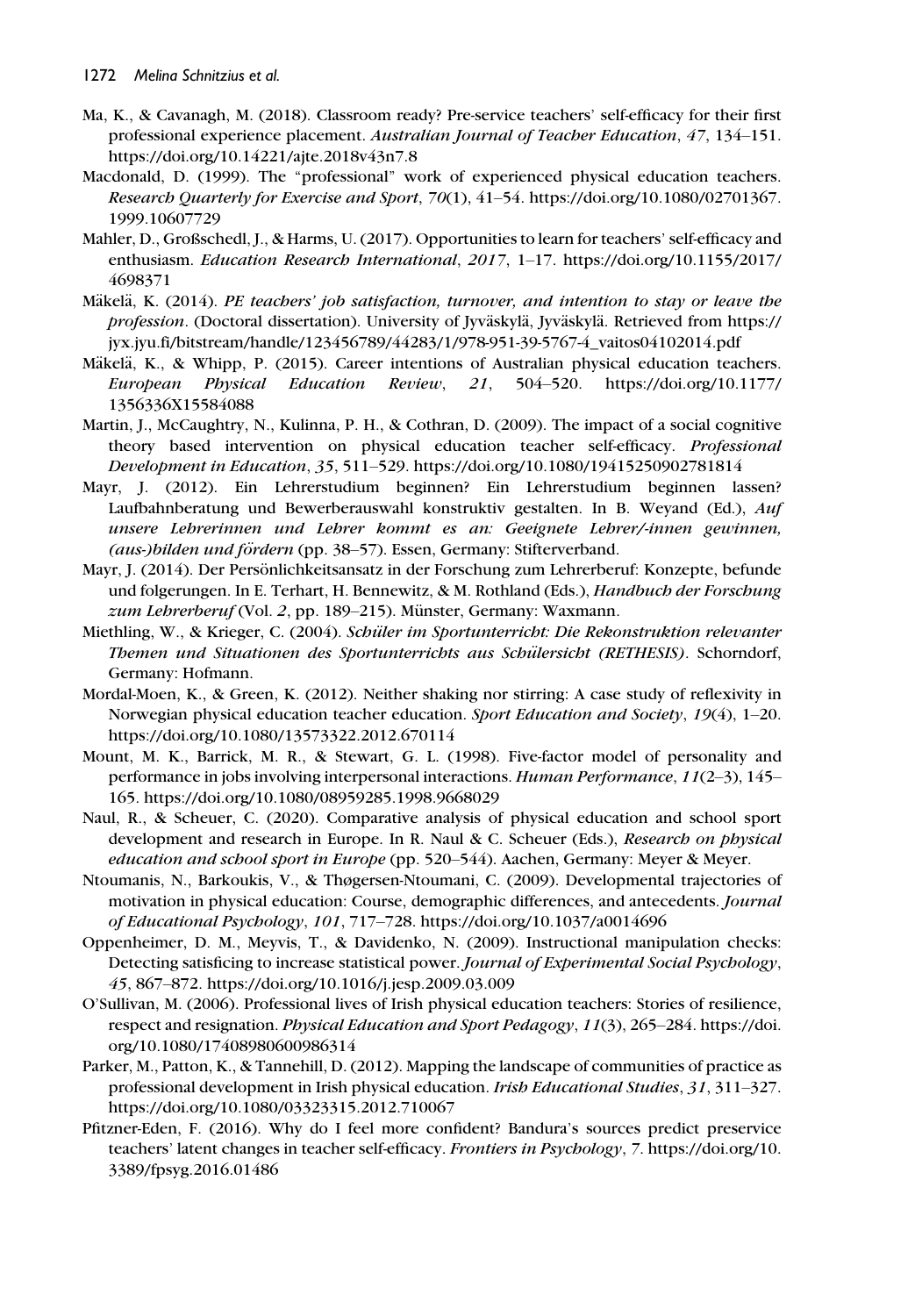Ma, K., & Cavanagh, M. (2018). Classroom ready? Pre-service teachers' self-efficacy for their first professional experience placement. *Australian Journal of Teacher Education*, *47*, 134–151. https://doi.org/10.14221/ajte.2018v43n7.8

Macdonald, D. (1999). The "professional" work of experienced physical education teachers. *Research Quarterly for Exercise and Sport*, *70*(1), 41–54. https://doi.org/10.1080/02701367.1999.10607729

Mahler, D., Großschedl, J., & Harms, U. (2017). Opportunities to learn for teachers' self-efficacy and enthusiasm. *Education Research International*, *2017*, 1–17. https://doi.org/10.1155/2017/4698371

Mäkelä, K. (2014). *PE teachers' job satisfaction, turnover, and intention to stay or leave the profession*. (Doctoral dissertation). University of Jyväskylä, Jyväskylä. Retrieved from https://jyx.jyu.fi/bitstream/handle/123456789/44283/1/978-951-39-5767-4_vaitos04102014.pdf

Mäkelä, K., & Whipp, P. (2015). Career intentions of Australian physical education teachers. *European Physical Education Review*, *21*, 504–520. https://doi.org/10.1177/1356336X15584088

Martin, J., McCaughtry, N., Kulinna, P. H., & Cothran, D. (2009). The impact of a social cognitive theory based intervention on physical education teacher self-efficacy. *Professional Development in Education*, *35*, 511–529. https://doi.org/10.1080/19415250902781814

Mayr, J. (2012). Ein Lehrerstudium beginnen? Ein Lehrerstudium beginnen lassen? Laufbahnberatung und Bewerberauswahl konstruktiv gestalten. In B. Weyand (Ed.), *Auf unsere Lehrerinnen und Lehrer kommt es an: Geeignete Lehrer/-innen gewinnen, (aus-)bilden und fördern* (pp. 38–57). Essen, Germany: Stifterverband.

Mayr, J. (2014). Der Persönlichkeitsansatz in der Forschung zum Lehrerberuf: Konzepte, befunde und folgerungen. In E. Terhart, H. Bennewitz, & M. Rothland (Eds.), *Handbuch der Forschung zum Lehrerberuf* (Vol. *2*, pp. 189–215). Münster, Germany: Waxmann.

Miethling, W., & Krieger, C. (2004). *Schüler im Sportunterricht: Die Rekonstruktion relevanter Themen und Situationen des Sportunterrichts aus Schülersicht (RETHESIS)*. Schorndorf, Germany: Hofmann.

Mordal-Moen, K., & Green, K. (2012). Neither shaking nor stirring: A case study of reflexivity in Norwegian physical education teacher education. *Sport Education and Society*, *19*(4), 1–20. https://doi.org/10.1080/13573322.2012.670114

Mount, M. K., Barrick, M. R., & Stewart, G. L. (1998). Five-factor model of personality and performance in jobs involving interpersonal interactions. *Human Performance*, *11*(2–3), 145–165. https://doi.org/10.1080/08959285.1998.9668029

Naul, R., & Scheuer, C. (2020). Comparative analysis of physical education and school sport development and research in Europe. In R. Naul & C. Scheuer (Eds.), *Research on physical education and school sport in Europe* (pp. 520–544). Aachen, Germany: Meyer & Meyer.

Ntoumanis, N., Barkoukis, V., & Thøgersen-Ntoumani, C. (2009). Developmental trajectories of motivation in physical education: Course, demographic differences, and antecedents. *Journal of Educational Psychology*, *101*, 717–728. https://doi.org/10.1037/a0014696

Oppenheimer, D. M., Meyvis, T., & Davidenko, N. (2009). Instructional manipulation checks: Detecting satisficing to increase statistical power. *Journal of Experimental Social Psychology*, *45*, 867–872. https://doi.org/10.1016/j.jesp.2009.03.009

O'Sullivan, M. (2006). Professional lives of Irish physical education teachers: Stories of resilience, respect and resignation. *Physical Education and Sport Pedagogy*, *11*(3), 265–284. https://doi.org/10.1080/17408980600986314

Parker, M., Patton, K., & Tannehill, D. (2012). Mapping the landscape of communities of practice as professional development in Irish physical education. *Irish Educational Studies*, *31*, 311–327. https://doi.org/10.1080/03323315.2012.710067

Pfitzner-Eden, F. (2016). Why do I feel more confident? Bandura's sources predict preservice teachers' latent changes in teacher self-efficacy. *Frontiers in Psychology*, *7*. https://doi.org/10.3389/fpsyg.2016.01486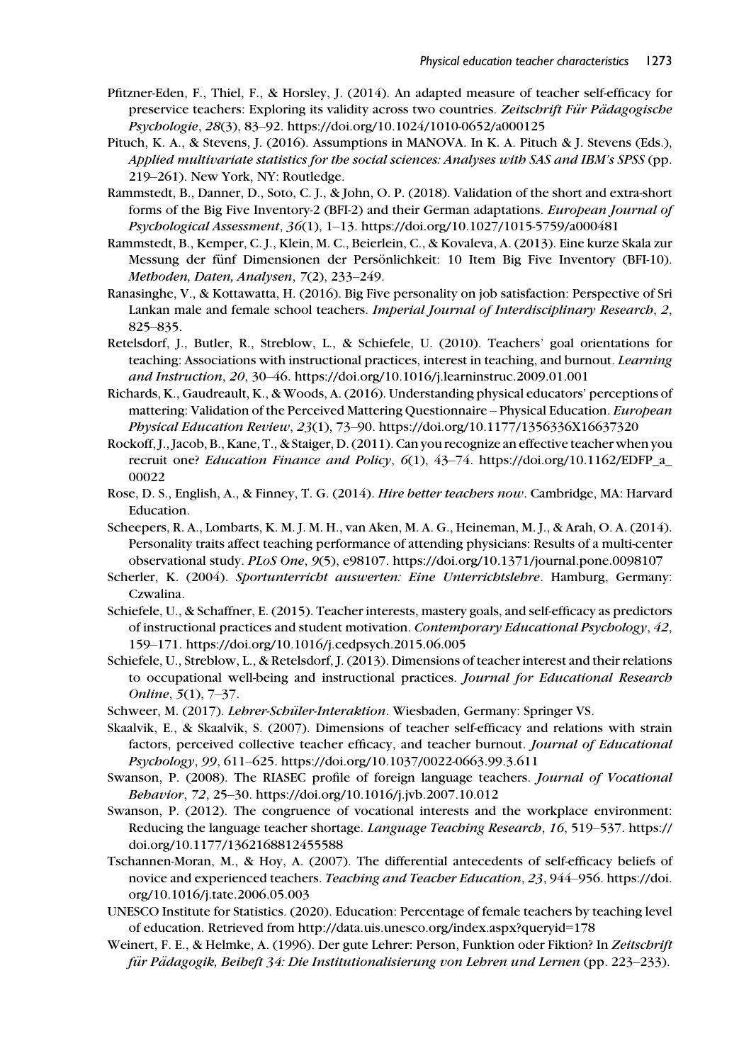Pfitzner-Eden, F., Thiel, F., & Horsley, J. (2014). An adapted measure of teacher self-efficacy for preservice teachers: Exploring its validity across two countries. *Zeitschrift Für Pädagogische Psychologie*, *28*(3), 83–92. https://doi.org/10.1024/1010-0652/a000125

Pituch, K. A., & Stevens, J. (2016). Assumptions in MANOVA. In K. A. Pituch & J. Stevens (Eds.), *Applied multivariate statistics for the social sciences: Analyses with SAS and IBM's SPSS* (pp. 219–261). New York, NY: Routledge.

Rammstedt, B., Danner, D., Soto, C. J., & John, O. P. (2018). Validation of the short and extra-short forms of the Big Five Inventory-2 (BFI-2) and their German adaptations. *European Journal of Psychological Assessment*, *36*(1), 1–13. https://doi.org/10.1027/1015-5759/a000481

Rammstedt, B., Kemper, C. J., Klein, M. C., Beierlein, C., & Kovaleva, A. (2013). Eine kurze Skala zur Messung der fünf Dimensionen der Persönlichkeit: 10 Item Big Five Inventory (BFI-10). *Methoden, Daten, Analysen*, *7*(2), 233–249.

Ranasinghe, V., & Kottawatta, H. (2016). Big Five personality on job satisfaction: Perspective of Sri Lankan male and female school teachers. *Imperial Journal of Interdisciplinary Research*, *2*, 825–835.

Retelsdorf, J., Butler, R., Streblow, L., & Schiefele, U. (2010). Teachers' goal orientations for teaching: Associations with instructional practices, interest in teaching, and burnout. *Learning and Instruction*, *20*, 30–46. https://doi.org/10.1016/j.learninstruc.2009.01.001

Richards, K., Gaudreault, K., & Woods, A. (2016). Understanding physical educators' perceptions of mattering: Validation of the Perceived Mattering Questionnaire – Physical Education. *European Physical Education Review*, *23*(1), 73–90. https://doi.org/10.1177/1356336X16637320

Rockoff, J., Jacob, B., Kane, T., & Staiger, D. (2011). Can you recognize an effective teacher when you recruit one? *Education Finance and Policy*, *6*(1), 43–74. https://doi.org/10.1162/EDFP_a_00022

Rose, D. S., English, A., & Finney, T. G. (2014). *Hire better teachers now*. Cambridge, MA: Harvard Education.

Scheepers, R. A., Lombarts, K. M. J. M. H., van Aken, M. A. G., Heineman, M. J., & Arah, O. A. (2014). Personality traits affect teaching performance of attending physicians: Results of a multi-center observational study. *PLoS One*, *9*(5), e98107. https://doi.org/10.1371/journal.pone.0098107

Scherler, K. (2004). *Sportunterricht auswerten: Eine Unterrichtslehre*. Hamburg, Germany: Czwalina.

Schiefele, U., & Schaffner, E. (2015). Teacher interests, mastery goals, and self-efficacy as predictors of instructional practices and student motivation. *Contemporary Educational Psychology*, *42*, 159–171. https://doi.org/10.1016/j.cedpsych.2015.06.005

Schiefele, U., Streblow, L., & Retelsdorf, J. (2013). Dimensions of teacher interest and their relations to occupational well-being and instructional practices. *Journal for Educational Research Online*, *5*(1), 7–37.

Schweer, M. (2017). *Lehrer-Schüler-Interaktion*. Wiesbaden, Germany: Springer VS.

Skaalvik, E., & Skaalvik, S. (2007). Dimensions of teacher self-efficacy and relations with strain factors, perceived collective teacher efficacy, and teacher burnout. *Journal of Educational Psychology*, *99*, 611–625. https://doi.org/10.1037/0022-0663.99.3.611

Swanson, P. (2008). The RIASEC profile of foreign language teachers. *Journal of Vocational Behavior*, *72*, 25–30. https://doi.org/10.1016/j.jvb.2007.10.012

Swanson, P. (2012). The congruence of vocational interests and the workplace environment: Reducing the language teacher shortage. *Language Teaching Research*, *16*, 519–537. https://doi.org/10.1177/1362168812455588

Tschannen-Moran, M., & Hoy, A. (2007). The differential antecedents of self-efficacy beliefs of novice and experienced teachers. *Teaching and Teacher Education*, *23*, 944–956. https://doi.org/10.1016/j.tate.2006.05.003

UNESCO Institute for Statistics. (2020). Education: Percentage of female teachers by teaching level of education. Retrieved from http://data.uis.unesco.org/index.aspx?queryid=178

Weinert, F. E., & Helmke, A. (1996). Der gute Lehrer: Person, Funktion oder Fiktion? In *Zeitschrift für Pädagogik, Beiheft 34: Die Institutionalisierung von Lehren und Lernen* (pp. 223–233).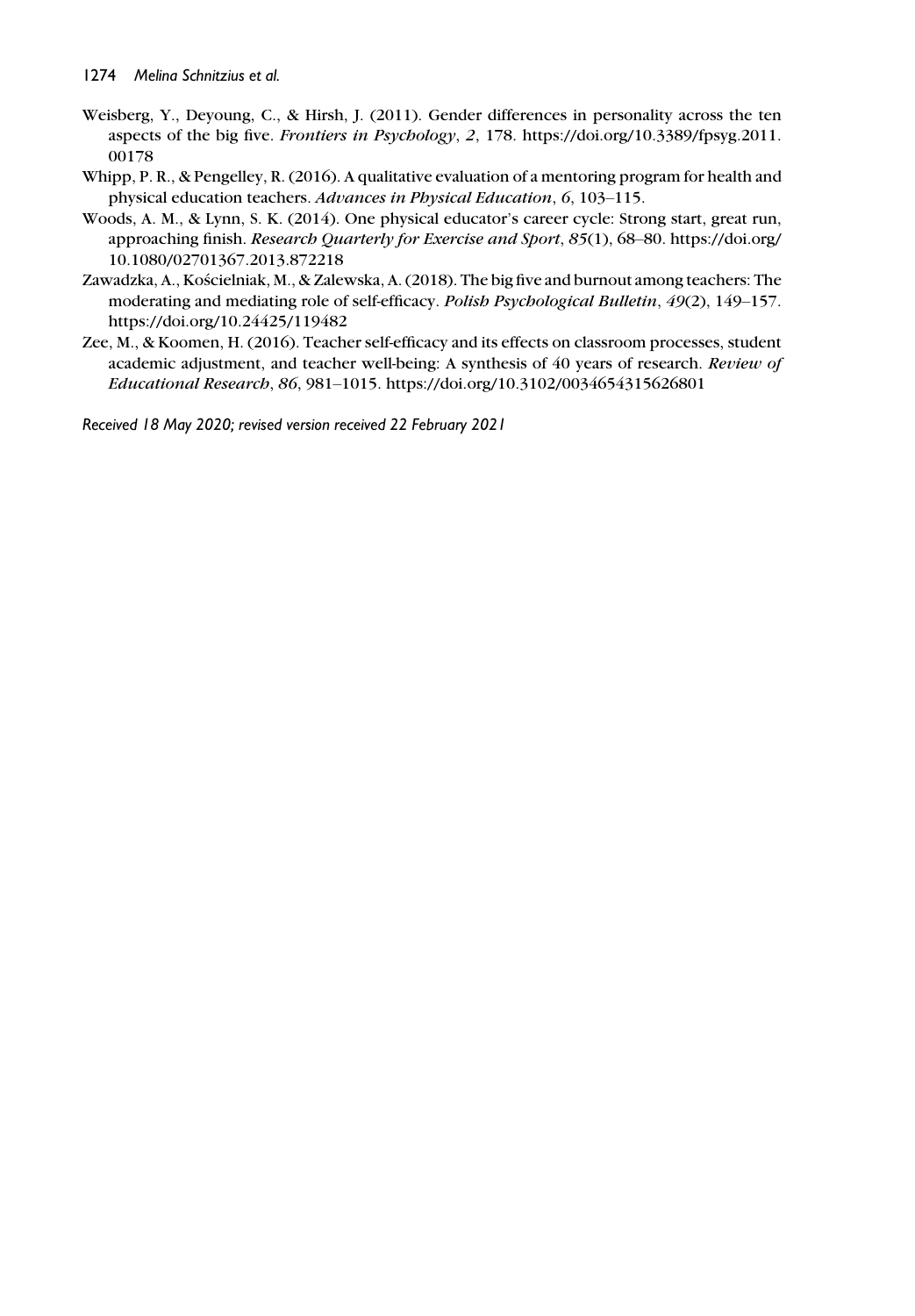Weisberg, Y., Deyoung, C., & Hirsh, J. (2011). Gender differences in personality across the ten aspects of the big five. *Frontiers in Psychology*, *2*, 178. https://doi.org/10.3389/fpsyg.2011.00178

Whipp, P. R., & Pengelley, R. (2016). A qualitative evaluation of a mentoring program for health and physical education teachers. *Advances in Physical Education*, *6*, 103–115.

Woods, A. M., & Lynn, S. K. (2014). One physical educator's career cycle: Strong start, great run, approaching finish. *Research Quarterly for Exercise and Sport*, *85*(1), 68–80. https://doi.org/10.1080/02701367.2013.872218

Zawadzka, A., Kościelniak, M., & Zalewska, A. (2018). The big five and burnout among teachers: The moderating and mediating role of self-efficacy. *Polish Psychological Bulletin*, *49*(2), 149–157. https://doi.org/10.24425/119482

Zee, M., & Koomen, H. (2016). Teacher self-efficacy and its effects on classroom processes, student academic adjustment, and teacher well-being: A synthesis of 40 years of research. *Review of Educational Research*, *86*, 981–1015. https://doi.org/10.3102/0034654315626801

*Received 18 May 2020; revised version received 22 February 2021*